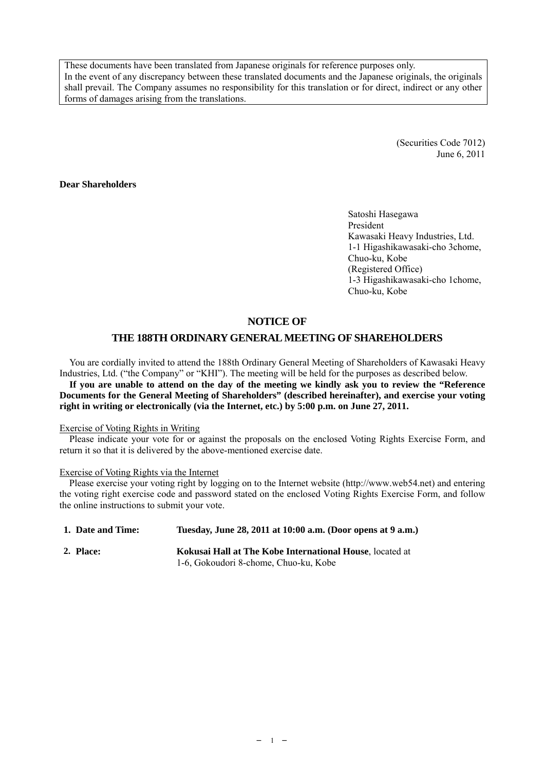These documents have been translated from Japanese originals for reference purposes only.
In the event of any discrepancy between these translated documents and the Japanese originals, the originals shall prevail. The Company assumes no responsibility for this translation or for direct, indirect or any other forms of damages arising from the translations.

(Securities Code 7012)
June 6, 2011

**Dear Shareholders**

Satoshi Hasegawa
President
Kawasaki Heavy Industries, Ltd.
1-1 Higashikawasaki-cho 3chome,
Chuo-ku, Kobe
(Registered Office)
1-3 Higashikawasaki-cho 1chome,
Chuo-ku, Kobe

# NOTICE OF
# THE 188TH ORDINARY GENERAL MEETING OF SHAREHOLDERS

You are cordially invited to attend the 188th Ordinary General Meeting of Shareholders of Kawasaki Heavy Industries, Ltd. ("the Company" or "KHI"). The meeting will be held for the purposes as described below.

**If you are unable to attend on the day of the meeting we kindly ask you to review the "Reference Documents for the General Meeting of Shareholders" (described hereinafter), and exercise your voting right in writing or electronically (via the Internet, etc.) by 5:00 p.m. on June 27, 2011.**

Exercise of Voting Rights in Writing

Please indicate your vote for or against the proposals on the enclosed Voting Rights Exercise Form, and return it so that it is delivered by the above-mentioned exercise date.

Exercise of Voting Rights via the Internet

Please exercise your voting right by logging on to the Internet website (http://www.web54.net) and entering the voting right exercise code and password stated on the enclosed Voting Rights Exercise Form, and follow the online instructions to submit your vote.

**1. Date and Time:** **Tuesday, June 28, 2011 at 10:00 a.m. (Door opens at 9 a.m.)**

**2. Place:** **Kokusai Hall at The Kobe International House**, located at 1-6, Gokoudori 8-chome, Chuo-ku, Kobe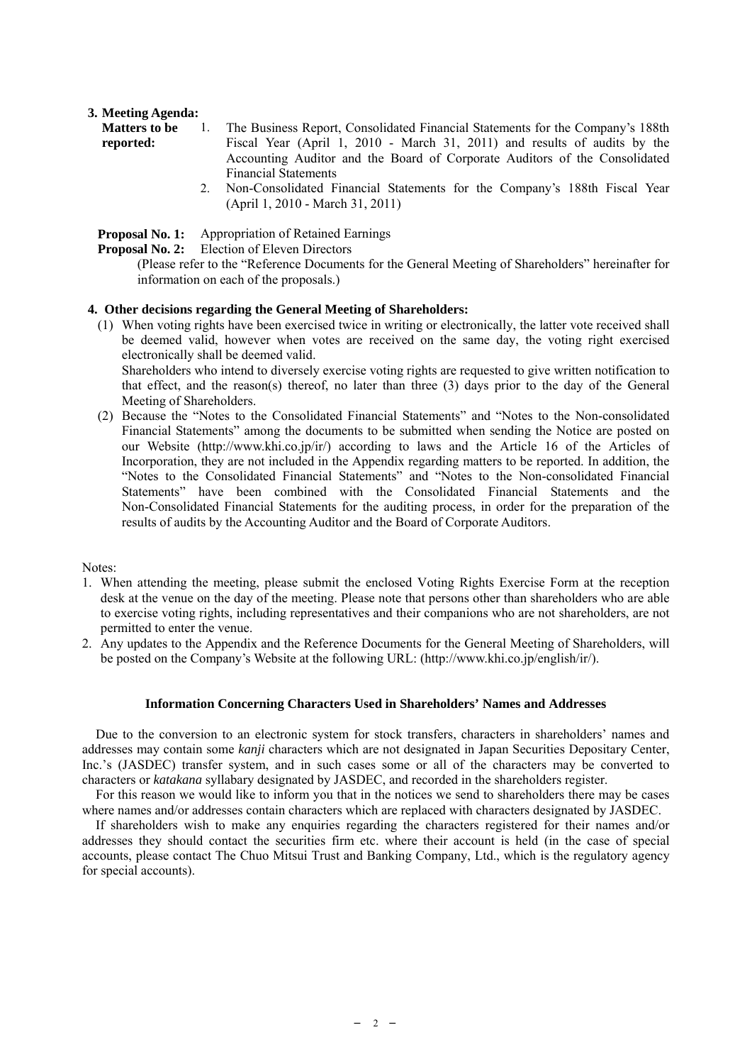**3. Meeting Agenda:**

**Matters to be reported:**

1. The Business Report, Consolidated Financial Statements for the Company's 188th Fiscal Year (April 1, 2010 - March 31, 2011) and results of audits by the Accounting Auditor and the Board of Corporate Auditors of the Consolidated Financial Statements
2. Non-Consolidated Financial Statements for the Company's 188th Fiscal Year (April 1, 2010 - March 31, 2011)

**Proposal No. 1:** Appropriation of Retained Earnings

**Proposal No. 2:** Election of Eleven Directors

(Please refer to the "Reference Documents for the General Meeting of Shareholders" hereinafter for information on each of the proposals.)

**4. Other decisions regarding the General Meeting of Shareholders:**

(1) When voting rights have been exercised twice in writing or electronically, the latter vote received shall be deemed valid, however when votes are received on the same day, the voting right exercised electronically shall be deemed valid.
Shareholders who intend to diversely exercise voting rights are requested to give written notification to that effect, and the reason(s) thereof, no later than three (3) days prior to the day of the General Meeting of Shareholders.

(2) Because the "Notes to the Consolidated Financial Statements" and "Notes to the Non-consolidated Financial Statements" among the documents to be submitted when sending the Notice are posted on our Website (http://www.khi.co.jp/ir/) according to laws and the Article 16 of the Articles of Incorporation, they are not included in the Appendix regarding matters to be reported. In addition, the "Notes to the Consolidated Financial Statements" and "Notes to the Non-consolidated Financial Statements" have been combined with the Consolidated Financial Statements and the Non-Consolidated Financial Statements for the auditing process, in order for the preparation of the results of audits by the Accounting Auditor and the Board of Corporate Auditors.

Notes:

1. When attending the meeting, please submit the enclosed Voting Rights Exercise Form at the reception desk at the venue on the day of the meeting. Please note that persons other than shareholders who are able to exercise voting rights, including representatives and their companions who are not shareholders, are not permitted to enter the venue.
2. Any updates to the Appendix and the Reference Documents for the General Meeting of Shareholders, will be posted on the Company's Website at the following URL: (http://www.khi.co.jp/english/ir/).

**Information Concerning Characters Used in Shareholders' Names and Addresses**

Due to the conversion to an electronic system for stock transfers, characters in shareholders' names and addresses may contain some *kanji* characters which are not designated in Japan Securities Depositary Center, Inc.'s (JASDEC) transfer system, and in such cases some or all of the characters may be converted to characters or *katakana* syllabary designated by JASDEC, and recorded in the shareholders register.

For this reason we would like to inform you that in the notices we send to shareholders there may be cases where names and/or addresses contain characters which are replaced with characters designated by JASDEC.

If shareholders wish to make any enquiries regarding the characters registered for their names and/or addresses they should contact the securities firm etc. where their account is held (in the case of special accounts, please contact The Chuo Mitsui Trust and Banking Company, Ltd., which is the regulatory agency for special accounts).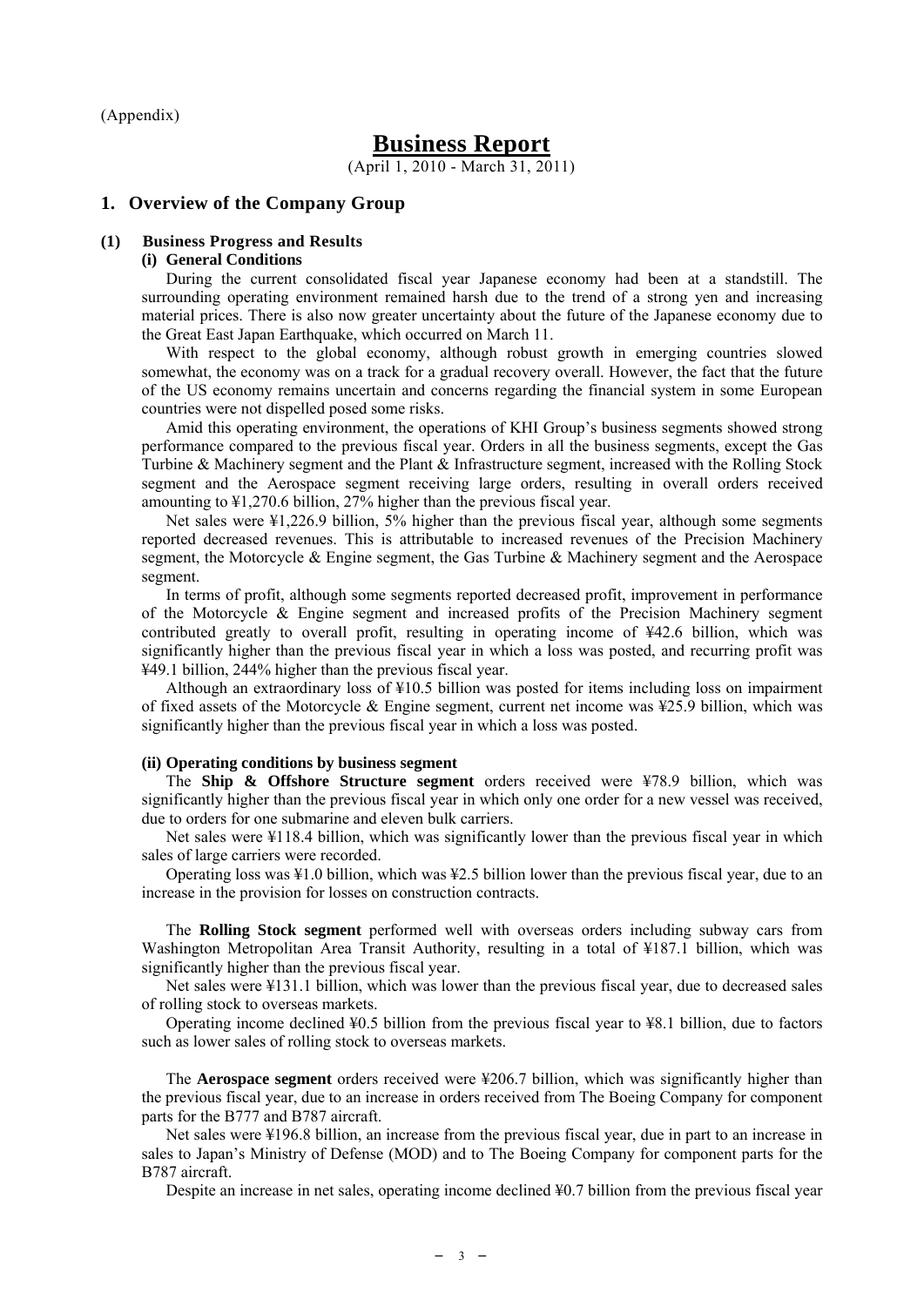(Appendix)

# Business Report

(April 1, 2010 - March 31, 2011)

## 1. Overview of the Company Group

### (1) Business Progress and Results

#### (i) General Conditions

During the current consolidated fiscal year Japanese economy had been at a standstill. The surrounding operating environment remained harsh due to the trend of a strong yen and increasing material prices. There is also now greater uncertainty about the future of the Japanese economy due to the Great East Japan Earthquake, which occurred on March 11.

With respect to the global economy, although robust growth in emerging countries slowed somewhat, the economy was on a track for a gradual recovery overall. However, the fact that the future of the US economy remains uncertain and concerns regarding the financial system in some European countries were not dispelled posed some risks.

Amid this operating environment, the operations of KHI Group's business segments showed strong performance compared to the previous fiscal year. Orders in all the business segments, except the Gas Turbine & Machinery segment and the Plant & Infrastructure segment, increased with the Rolling Stock segment and the Aerospace segment receiving large orders, resulting in overall orders received amounting to ¥1,270.6 billion, 27% higher than the previous fiscal year.

Net sales were ¥1,226.9 billion, 5% higher than the previous fiscal year, although some segments reported decreased revenues. This is attributable to increased revenues of the Precision Machinery segment, the Motorcycle & Engine segment, the Gas Turbine & Machinery segment and the Aerospace segment.

In terms of profit, although some segments reported decreased profit, improvement in performance of the Motorcycle & Engine segment and increased profits of the Precision Machinery segment contributed greatly to overall profit, resulting in operating income of ¥42.6 billion, which was significantly higher than the previous fiscal year in which a loss was posted, and recurring profit was ¥49.1 billion, 244% higher than the previous fiscal year.

Although an extraordinary loss of ¥10.5 billion was posted for items including loss on impairment of fixed assets of the Motorcycle & Engine segment, current net income was ¥25.9 billion, which was significantly higher than the previous fiscal year in which a loss was posted.

#### (ii) Operating conditions by business segment

The **Ship & Offshore Structure segment** orders received were ¥78.9 billion, which was significantly higher than the previous fiscal year in which only one order for a new vessel was received, due to orders for one submarine and eleven bulk carriers.

Net sales were ¥118.4 billion, which was significantly lower than the previous fiscal year in which sales of large carriers were recorded.

Operating loss was ¥1.0 billion, which was ¥2.5 billion lower than the previous fiscal year, due to an increase in the provision for losses on construction contracts.

The **Rolling Stock segment** performed well with overseas orders including subway cars from Washington Metropolitan Area Transit Authority, resulting in a total of ¥187.1 billion, which was significantly higher than the previous fiscal year.

Net sales were ¥131.1 billion, which was lower than the previous fiscal year, due to decreased sales of rolling stock to overseas markets.

Operating income declined ¥0.5 billion from the previous fiscal year to ¥8.1 billion, due to factors such as lower sales of rolling stock to overseas markets.

The **Aerospace segment** orders received were ¥206.7 billion, which was significantly higher than the previous fiscal year, due to an increase in orders received from The Boeing Company for component parts for the B777 and B787 aircraft.

Net sales were ¥196.8 billion, an increase from the previous fiscal year, due in part to an increase in sales to Japan's Ministry of Defense (MOD) and to The Boeing Company for component parts for the B787 aircraft.

Despite an increase in net sales, operating income declined ¥0.7 billion from the previous fiscal year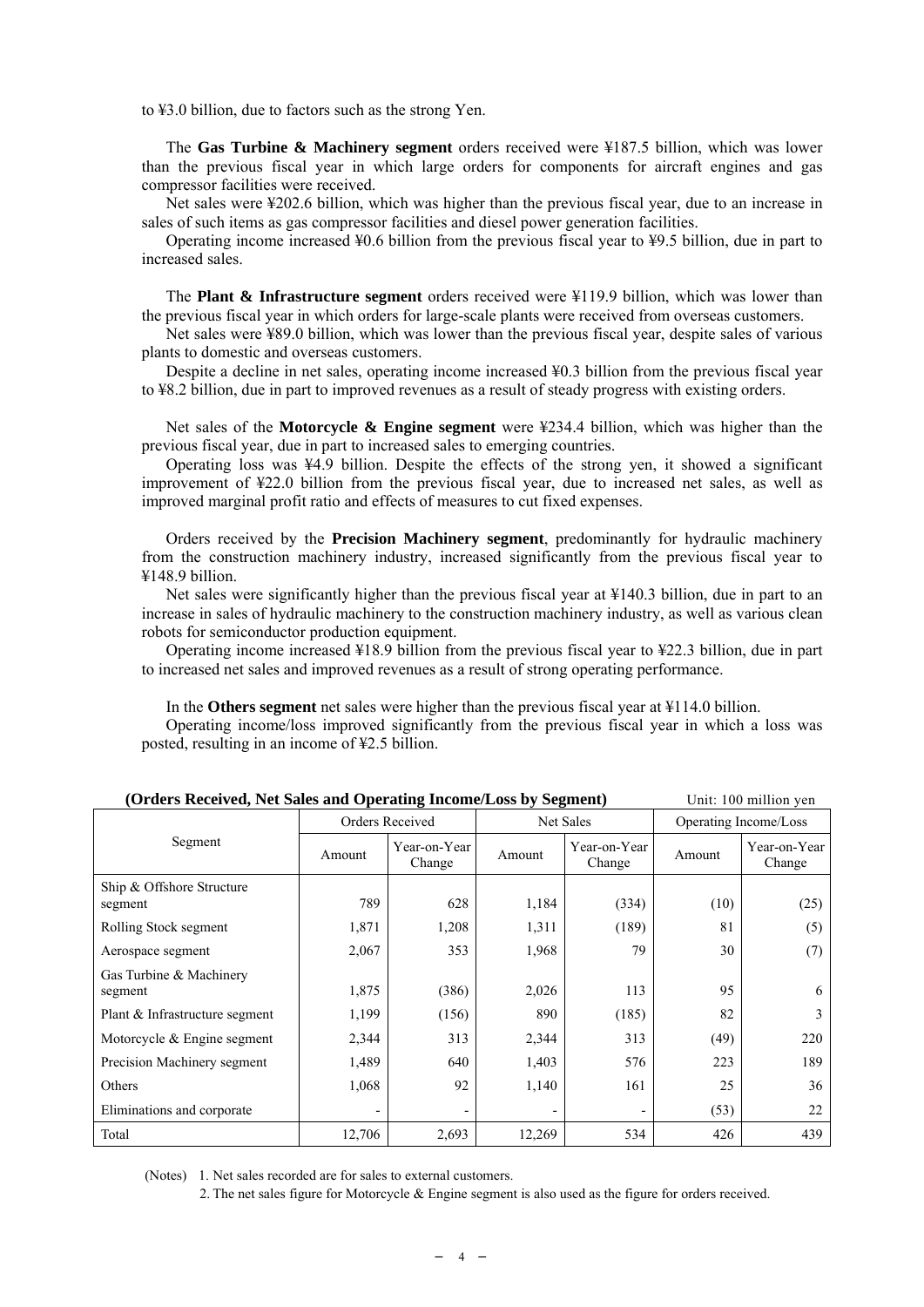to ¥3.0 billion, due to factors such as the strong Yen.

The **Gas Turbine & Machinery segment** orders received were ¥187.5 billion, which was lower than the previous fiscal year in which large orders for components for aircraft engines and gas compressor facilities were received.

Net sales were ¥202.6 billion, which was higher than the previous fiscal year, due to an increase in sales of such items as gas compressor facilities and diesel power generation facilities.

Operating income increased ¥0.6 billion from the previous fiscal year to ¥9.5 billion, due in part to increased sales.

The **Plant & Infrastructure segment** orders received were ¥119.9 billion, which was lower than the previous fiscal year in which orders for large-scale plants were received from overseas customers.

Net sales were ¥89.0 billion, which was lower than the previous fiscal year, despite sales of various plants to domestic and overseas customers.

Despite a decline in net sales, operating income increased ¥0.3 billion from the previous fiscal year to ¥8.2 billion, due in part to improved revenues as a result of steady progress with existing orders.

Net sales of the **Motorcycle & Engine segment** were ¥234.4 billion, which was higher than the previous fiscal year, due in part to increased sales to emerging countries.

Operating loss was ¥4.9 billion. Despite the effects of the strong yen, it showed a significant improvement of ¥22.0 billion from the previous fiscal year, due to increased net sales, as well as improved marginal profit ratio and effects of measures to cut fixed expenses.

Orders received by the **Precision Machinery segment**, predominantly for hydraulic machinery from the construction machinery industry, increased significantly from the previous fiscal year to ¥148.9 billion.

Net sales were significantly higher than the previous fiscal year at ¥140.3 billion, due in part to an increase in sales of hydraulic machinery to the construction machinery industry, as well as various clean robots for semiconductor production equipment.

Operating income increased ¥18.9 billion from the previous fiscal year to ¥22.3 billion, due in part to increased net sales and improved revenues as a result of strong operating performance.

In the **Others segment** net sales were higher than the previous fiscal year at ¥114.0 billion.

Operating income/loss improved significantly from the previous fiscal year in which a loss was posted, resulting in an income of ¥2.5 billion.

**(Orders Received, Net Sales and Operating Income/Loss by Segment)** Unit: 100 million yen

| Segment | Orders Received | | Net Sales | | Operating Income/Loss | |
|---|---|---|---|---|---|---|
| | Amount | Year-on-Year Change | Amount | Year-on-Year Change | Amount | Year-on-Year Change |
| Ship & Offshore Structure segment | 789 | 628 | 1,184 | (334) | (10) | (25) |
| Rolling Stock segment | 1,871 | 1,208 | 1,311 | (189) | 81 | (5) |
| Aerospace segment | 2,067 | 353 | 1,968 | 79 | 30 | (7) |
| Gas Turbine & Machinery segment | 1,875 | (386) | 2,026 | 113 | 95 | 6 |
| Plant & Infrastructure segment | 1,199 | (156) | 890 | (185) | 82 | 3 |
| Motorcycle & Engine segment | 2,344 | 313 | 2,344 | 313 | (49) | 220 |
| Precision Machinery segment | 1,489 | 640 | 1,403 | 576 | 223 | 189 |
| Others | 1,068 | 92 | 1,140 | 161 | 25 | 36 |
| Eliminations and corporate | - | - | - | - | (53) | 22 |
| Total | 12,706 | 2,693 | 12,269 | 534 | 426 | 439 |

(Notes) 1. Net sales recorded are for sales to external customers.

2. The net sales figure for Motorcycle & Engine segment is also used as the figure for orders received.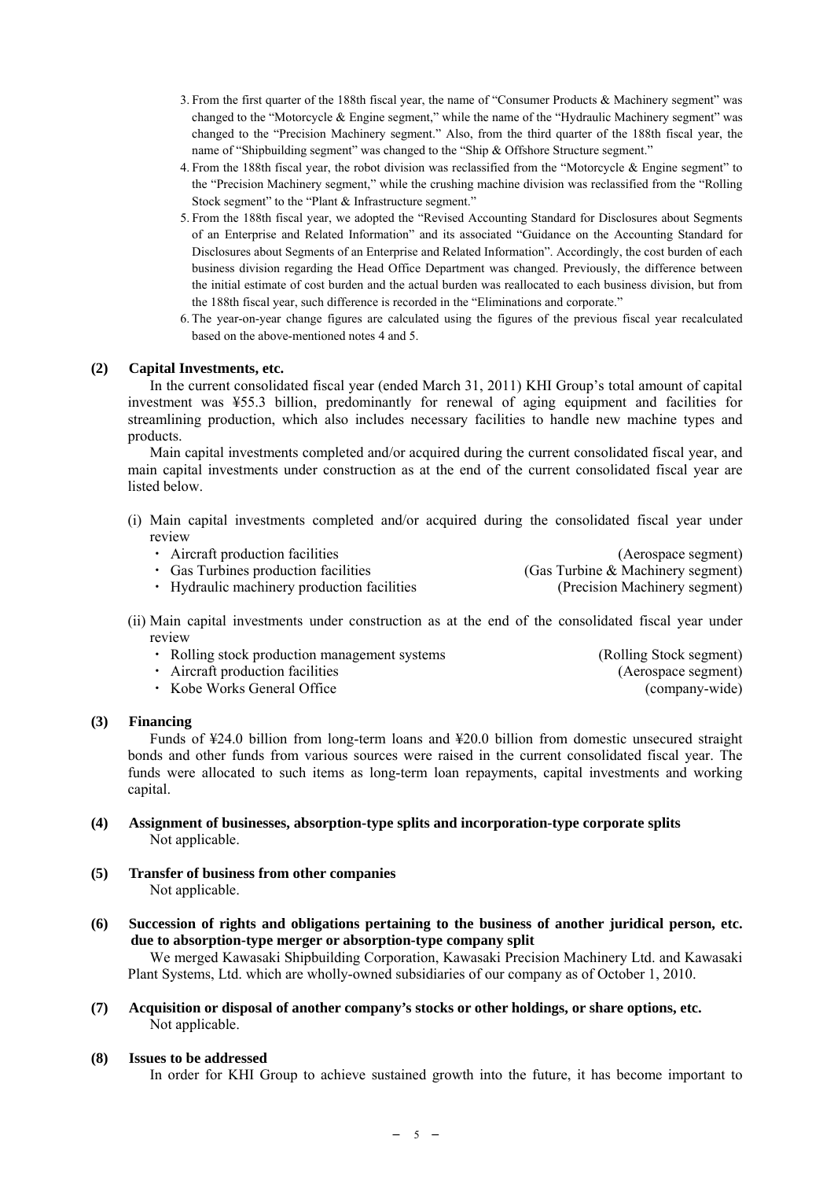3. From the first quarter of the 188th fiscal year, the name of "Consumer Products & Machinery segment" was changed to the "Motorcycle & Engine segment," while the name of the "Hydraulic Machinery segment" was changed to the "Precision Machinery segment." Also, from the third quarter of the 188th fiscal year, the name of "Shipbuilding segment" was changed to the "Ship & Offshore Structure segment."
4. From the 188th fiscal year, the robot division was reclassified from the "Motorcycle & Engine segment" to the "Precision Machinery segment," while the crushing machine division was reclassified from the "Rolling Stock segment" to the "Plant & Infrastructure segment."
5. From the 188th fiscal year, we adopted the "Revised Accounting Standard for Disclosures about Segments of an Enterprise and Related Information" and its associated "Guidance on the Accounting Standard for Disclosures about Segments of an Enterprise and Related Information". Accordingly, the cost burden of each business division regarding the Head Office Department was changed. Previously, the difference between the initial estimate of cost burden and the actual burden was reallocated to each business division, but from the 188th fiscal year, such difference is recorded in the "Eliminations and corporate."
6. The year-on-year change figures are calculated using the figures of the previous fiscal year recalculated based on the above-mentioned notes 4 and 5.

### (2) Capital Investments, etc.

In the current consolidated fiscal year (ended March 31, 2011) KHI Group's total amount of capital investment was ¥55.3 billion, predominantly for renewal of aging equipment and facilities for streamlining production, which also includes necessary facilities to handle new machine types and products.

Main capital investments completed and/or acquired during the current consolidated fiscal year, and main capital investments under construction as at the end of the current consolidated fiscal year are listed below.

(i) Main capital investments completed and/or acquired during the consolidated fiscal year under review

- Aircraft production facilities (Aerospace segment)
- Gas Turbines production facilities (Gas Turbine & Machinery segment)
- Hydraulic machinery production facilities (Precision Machinery segment)

(ii) Main capital investments under construction as at the end of the consolidated fiscal year under review

- Rolling stock production management systems (Rolling Stock segment)
- Aircraft production facilities (Aerospace segment)
- Kobe Works General Office (company-wide)

### (3) Financing

Funds of ¥24.0 billion from long-term loans and ¥20.0 billion from domestic unsecured straight bonds and other funds from various sources were raised in the current consolidated fiscal year. The funds were allocated to such items as long-term loan repayments, capital investments and working capital.

### (4) Assignment of businesses, absorption-type splits and incorporation-type corporate splits

Not applicable.

### (5) Transfer of business from other companies

Not applicable.

### (6) Succession of rights and obligations pertaining to the business of another juridical person, etc. due to absorption-type merger or absorption-type company split

We merged Kawasaki Shipbuilding Corporation, Kawasaki Precision Machinery Ltd. and Kawasaki Plant Systems, Ltd. which are wholly-owned subsidiaries of our company as of October 1, 2010.

### (7) Acquisition or disposal of another company's stocks or other holdings, or share options, etc.

Not applicable.

### (8) Issues to be addressed

In order for KHI Group to achieve sustained growth into the future, it has become important to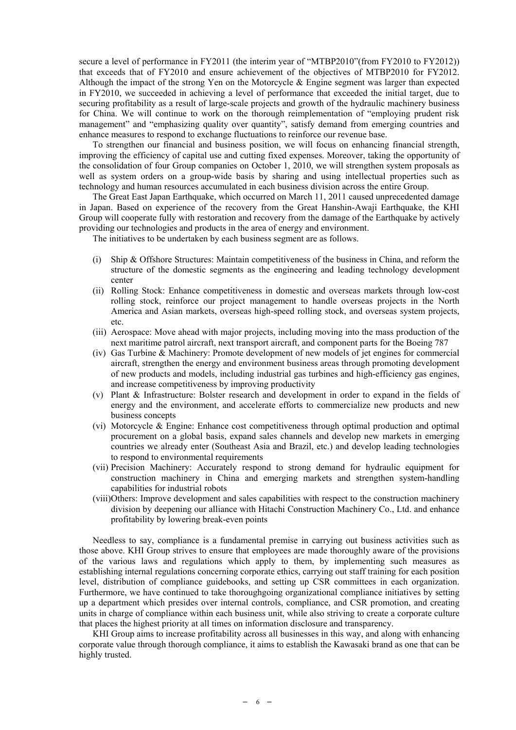secure a level of performance in FY2011 (the interim year of "MTBP2010"(from FY2010 to FY2012)) that exceeds that of FY2010 and ensure achievement of the objectives of MTBP2010 for FY2012. Although the impact of the strong Yen on the Motorcycle & Engine segment was larger than expected in FY2010, we succeeded in achieving a level of performance that exceeded the initial target, due to securing profitability as a result of large-scale projects and growth of the hydraulic machinery business for China. We will continue to work on the thorough reimplementation of "employing prudent risk management" and "emphasizing quality over quantity", satisfy demand from emerging countries and enhance measures to respond to exchange fluctuations to reinforce our revenue base.

To strengthen our financial and business position, we will focus on enhancing financial strength, improving the efficiency of capital use and cutting fixed expenses. Moreover, taking the opportunity of the consolidation of four Group companies on October 1, 2010, we will strengthen system proposals as well as system orders on a group-wide basis by sharing and using intellectual properties such as technology and human resources accumulated in each business division across the entire Group.

The Great East Japan Earthquake, which occurred on March 11, 2011 caused unprecedented damage in Japan. Based on experience of the recovery from the Great Hanshin-Awaji Earthquake, the KHI Group will cooperate fully with restoration and recovery from the damage of the Earthquake by actively providing our technologies and products in the area of energy and environment.

The initiatives to be undertaken by each business segment are as follows.

(i) Ship & Offshore Structures: Maintain competitiveness of the business in China, and reform the structure of the domestic segments as the engineering and leading technology development center

(ii) Rolling Stock: Enhance competitiveness in domestic and overseas markets through low-cost rolling stock, reinforce our project management to handle overseas projects in the North America and Asian markets, overseas high-speed rolling stock, and overseas system projects, etc.

(iii) Aerospace: Move ahead with major projects, including moving into the mass production of the next maritime patrol aircraft, next transport aircraft, and component parts for the Boeing 787

(iv) Gas Turbine & Machinery: Promote development of new models of jet engines for commercial aircraft, strengthen the energy and environment business areas through promoting development of new products and models, including industrial gas turbines and high-efficiency gas engines, and increase competitiveness by improving productivity

(v) Plant & Infrastructure: Bolster research and development in order to expand in the fields of energy and the environment, and accelerate efforts to commercialize new products and new business concepts

(vi) Motorcycle & Engine: Enhance cost competitiveness through optimal production and optimal procurement on a global basis, expand sales channels and develop new markets in emerging countries we already enter (Southeast Asia and Brazil, etc.) and develop leading technologies to respond to environmental requirements

(vii) Precision Machinery: Accurately respond to strong demand for hydraulic equipment for construction machinery in China and emerging markets and strengthen system-handling capabilities for industrial robots

(viii)Others: Improve development and sales capabilities with respect to the construction machinery division by deepening our alliance with Hitachi Construction Machinery Co., Ltd. and enhance profitability by lowering break-even points

Needless to say, compliance is a fundamental premise in carrying out business activities such as those above. KHI Group strives to ensure that employees are made thoroughly aware of the provisions of the various laws and regulations which apply to them, by implementing such measures as establishing internal regulations concerning corporate ethics, carrying out staff training for each position level, distribution of compliance guidebooks, and setting up CSR committees in each organization. Furthermore, we have continued to take thoroughgoing organizational compliance initiatives by setting up a department which presides over internal controls, compliance, and CSR promotion, and creating units in charge of compliance within each business unit, while also striving to create a corporate culture that places the highest priority at all times on information disclosure and transparency.

KHI Group aims to increase profitability across all businesses in this way, and along with enhancing corporate value through thorough compliance, it aims to establish the Kawasaki brand as one that can be highly trusted.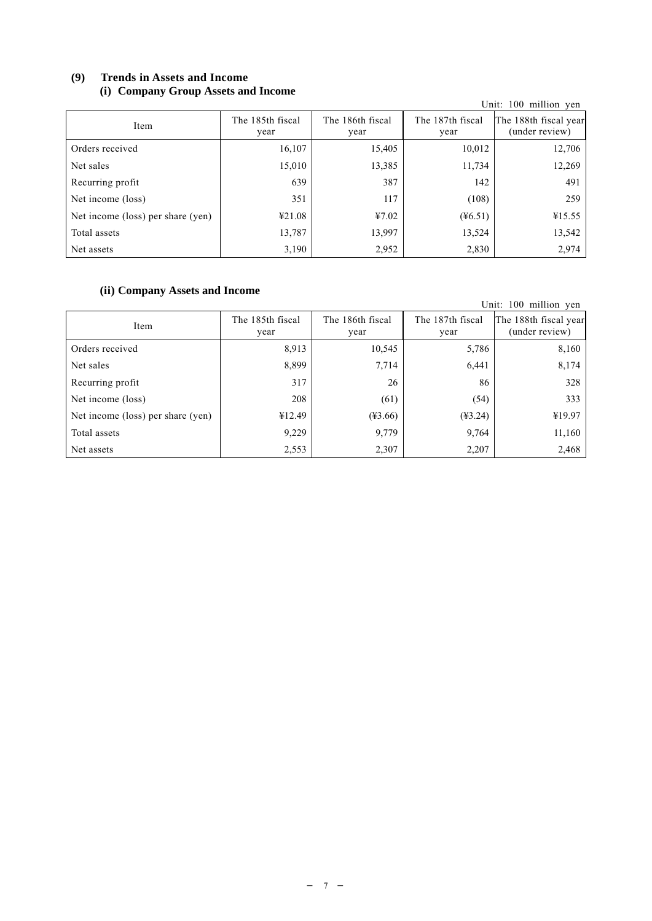## (9) Trends in Assets and Income

### (i) Company Group Assets and Income

Unit: 100 million yen

| Item | The 185th fiscal year | The 186th fiscal year | The 187th fiscal year | The 188th fiscal year (under review) |
|---|---|---|---|---|
| Orders received | 16,107 | 15,405 | 10,012 | 12,706 |
| Net sales | 15,010 | 13,385 | 11,734 | 12,269 |
| Recurring profit | 639 | 387 | 142 | 491 |
| Net income (loss) | 351 | 117 | (108) | 259 |
| Net income (loss) per share (yen) | ¥21.08 | ¥7.02 | (¥6.51) | ¥15.55 |
| Total assets | 13,787 | 13,997 | 13,524 | 13,542 |
| Net assets | 3,190 | 2,952 | 2,830 | 2,974 |

### (ii) Company Assets and Income

Unit: 100 million yen

| Item | The 185th fiscal year | The 186th fiscal year | The 187th fiscal year | The 188th fiscal year (under review) |
|---|---|---|---|---|
| Orders received | 8,913 | 10,545 | 5,786 | 8,160 |
| Net sales | 8,899 | 7,714 | 6,441 | 8,174 |
| Recurring profit | 317 | 26 | 86 | 328 |
| Net income (loss) | 208 | (61) | (54) | 333 |
| Net income (loss) per share (yen) | ¥12.49 | (¥3.66) | (¥3.24) | ¥19.97 |
| Total assets | 9,229 | 9,779 | 9,764 | 11,160 |
| Net assets | 2,553 | 2,307 | 2,207 | 2,468 |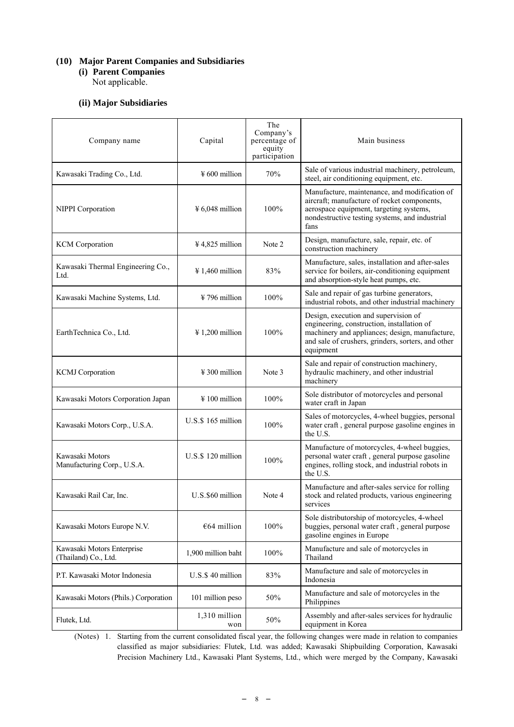## (10) Major Parent Companies and Subsidiaries

### (i) Parent Companies

Not applicable.

### (ii) Major Subsidiaries

| Company name | Capital | The Company's percentage of equity participation | Main business |
|---|---|---|---|
| Kawasaki Trading Co., Ltd. | ¥ 600 million | 70% | Sale of various industrial machinery, petroleum, steel, air conditioning equipment, etc. |
| NIPPI Corporation | ¥ 6,048 million | 100% | Manufacture, maintenance, and modification of aircraft; manufacture of rocket components, aerospace equipment, targeting systems, nondestructive testing systems, and industrial fans |
| KCM Corporation | ¥ 4,825 million | Note 2 | Design, manufacture, sale, repair, etc. of construction machinery |
| Kawasaki Thermal Engineering Co., Ltd. | ¥ 1,460 million | 83% | Manufacture, sales, installation and after-sales service for boilers, air-conditioning equipment and absorption-style heat pumps, etc. |
| Kawasaki Machine Systems, Ltd. | ¥ 796 million | 100% | Sale and repair of gas turbine generators, industrial robots, and other industrial machinery |
| EarthTechnica Co., Ltd. | ¥ 1,200 million | 100% | Design, execution and supervision of engineering, construction, installation of machinery and appliances; design, manufacture, and sale of crushers, grinders, sorters, and other equipment |
| KCMJ Corporation | ¥ 300 million | Note 3 | Sale and repair of construction machinery, hydraulic machinery, and other industrial machinery |
| Kawasaki Motors Corporation Japan | ¥ 100 million | 100% | Sole distributor of motorcycles and personal water craft in Japan |
| Kawasaki Motors Corp., U.S.A. | U.S.$ 165 million | 100% | Sales of motorcycles, 4-wheel buggies, personal water craft , general purpose gasoline engines in the U.S. |
| Kawasaki Motors Manufacturing Corp., U.S.A. | U.S.$ 120 million | 100% | Manufacture of motorcycles, 4-wheel buggies, personal water craft , general purpose gasoline engines, rolling stock, and industrial robots in the U.S. |
| Kawasaki Rail Car, Inc. | U.S.$60 million | Note 4 | Manufacture and after-sales service for rolling stock and related products, various engineering services |
| Kawasaki Motors Europe N.V. | €64 million | 100% | Sole distributorship of motorcycles, 4-wheel buggies, personal water craft , general purpose gasoline engines in Europe |
| Kawasaki Motors Enterprise (Thailand) Co., Ltd. | 1,900 million baht | 100% | Manufacture and sale of motorcycles in Thailand |
| P.T. Kawasaki Motor Indonesia | U.S.$ 40 million | 83% | Manufacture and sale of motorcycles in Indonesia |
| Kawasaki Motors (Phils.) Corporation | 101 million peso | 50% | Manufacture and sale of motorcycles in the Philippines |
| Flutek, Ltd. | 1,310 million won | 50% | Assembly and after-sales services for hydraulic equipment in Korea |

(Notes) 1. Starting from the current consolidated fiscal year, the following changes were made in relation to companies classified as major subsidiaries: Flutek, Ltd. was added; Kawasaki Shipbuilding Corporation, Kawasaki Precision Machinery Ltd., Kawasaki Plant Systems, Ltd., which were merged by the Company, Kawasaki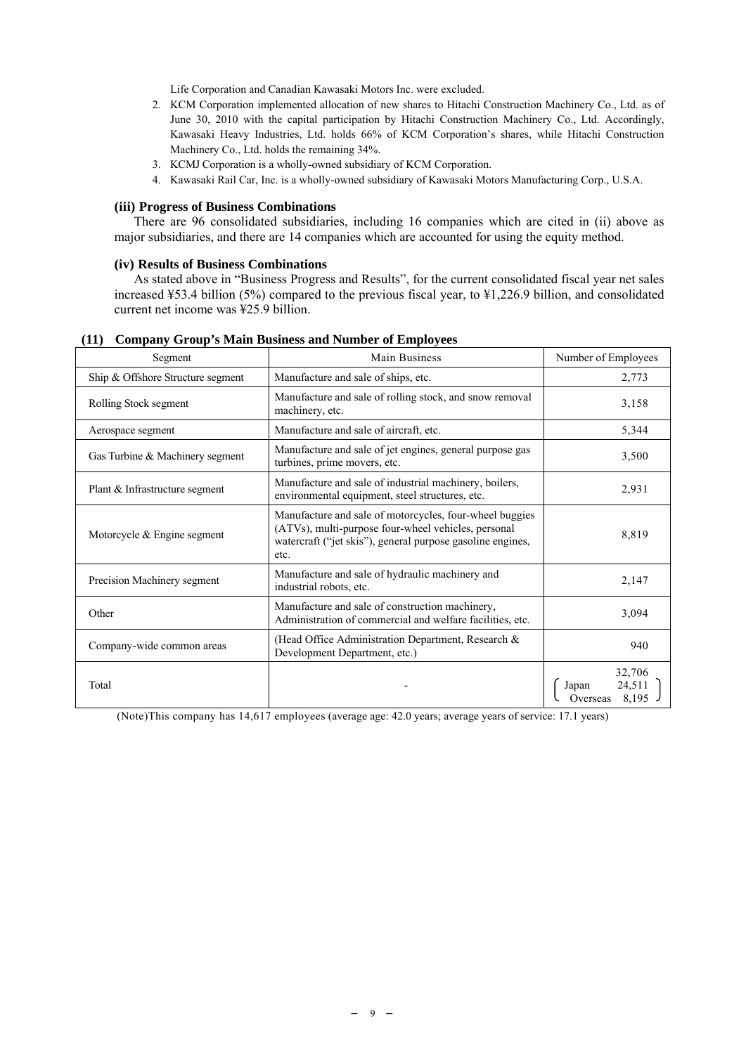Life Corporation and Canadian Kawasaki Motors Inc. were excluded.

2. KCM Corporation implemented allocation of new shares to Hitachi Construction Machinery Co., Ltd. as of June 30, 2010 with the capital participation by Hitachi Construction Machinery Co., Ltd. Accordingly, Kawasaki Heavy Industries, Ltd. holds 66% of KCM Corporation's shares, while Hitachi Construction Machinery Co., Ltd. holds the remaining 34%.
3. KCMJ Corporation is a wholly-owned subsidiary of KCM Corporation.
4. Kawasaki Rail Car, Inc. is a wholly-owned subsidiary of Kawasaki Motors Manufacturing Corp., U.S.A.

#### (iii) Progress of Business Combinations

There are 96 consolidated subsidiaries, including 16 companies which are cited in (ii) above as major subsidiaries, and there are 14 companies which are accounted for using the equity method.

#### (iv) Results of Business Combinations

As stated above in "Business Progress and Results", for the current consolidated fiscal year net sales increased ¥53.4 billion (5%) compared to the previous fiscal year, to ¥1,226.9 billion, and consolidated current net income was ¥25.9 billion.

### (11) Company Group's Main Business and Number of Employees

| Segment | Main Business | Number of Employees |
|---|---|---|
| Ship & Offshore Structure segment | Manufacture and sale of ships, etc. | 2,773 |
| Rolling Stock segment | Manufacture and sale of rolling stock, and snow removal machinery, etc. | 3,158 |
| Aerospace segment | Manufacture and sale of aircraft, etc. | 5,344 |
| Gas Turbine & Machinery segment | Manufacture and sale of jet engines, general purpose gas turbines, prime movers, etc. | 3,500 |
| Plant & Infrastructure segment | Manufacture and sale of industrial machinery, boilers, environmental equipment, steel structures, etc. | 2,931 |
| Motorcycle & Engine segment | Manufacture and sale of motorcycles, four-wheel buggies (ATVs), multi-purpose four-wheel vehicles, personal watercraft ("jet skis"), general purpose gasoline engines, etc. | 8,819 |
| Precision Machinery segment | Manufacture and sale of hydraulic machinery and industrial robots, etc. | 2,147 |
| Other | Manufacture and sale of construction machinery, Administration of commercial and welfare facilities, etc. | 3,094 |
| Company-wide common areas | (Head Office Administration Department, Research & Development Department, etc.) | 940 |
| Total | - | 32,706 (Japan 24,511 / Overseas 8,195) |

(Note)This company has 14,617 employees (average age: 42.0 years; average years of service: 17.1 years)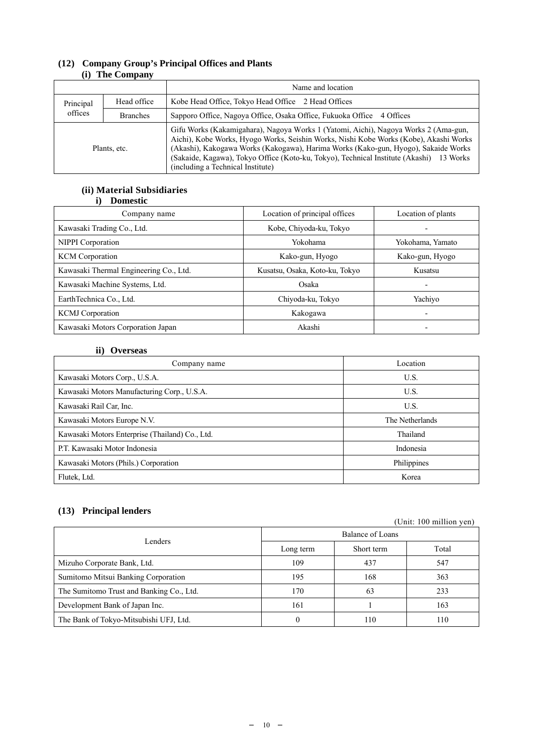### (12) Company Group's Principal Offices and Plants

#### (i) The Company

| | | Name and location |
|---|---|---|
| Principal offices | Head office | Kobe Head Office, Tokyo Head Office 2 Head Offices |
| | Branches | Sapporo Office, Nagoya Office, Osaka Office, Fukuoka Office 4 Offices |
| Plants, etc. | | Gifu Works (Kakamigahara), Nagoya Works 1 (Yatomi, Aichi), Nagoya Works 2 (Ama-gun, Aichi), Kobe Works, Hyogo Works, Seishin Works, Nishi Kobe Works (Kobe), Akashi Works (Akashi), Kakogawa Works (Kakogawa), Harima Works (Kako-gun, Hyogo), Sakaide Works (Sakaide, Kagawa), Tokyo Office (Koto-ku, Tokyo), Technical Institute (Akashi) 13 Works (including a Technical Institute) |

#### (ii) Material Subsidiaries

**i) Domestic**

| Company name | Location of principal offices | Location of plants |
|---|---|---|
| Kawasaki Trading Co., Ltd. | Kobe, Chiyoda-ku, Tokyo | - |
| NIPPI Corporation | Yokohama | Yokohama, Yamato |
| KCM Corporation | Kako-gun, Hyogo | Kako-gun, Hyogo |
| Kawasaki Thermal Engineering Co., Ltd. | Kusatsu, Osaka, Koto-ku, Tokyo | Kusatsu |
| Kawasaki Machine Systems, Ltd. | Osaka | - |
| EarthTechnica Co., Ltd. | Chiyoda-ku, Tokyo | Yachiyo |
| KCMJ Corporation | Kakogawa | - |
| Kawasaki Motors Corporation Japan | Akashi | - |

**ii) Overseas**

| Company name | Location |
|---|---|
| Kawasaki Motors Corp., U.S.A. | U.S. |
| Kawasaki Motors Manufacturing Corp., U.S.A. | U.S. |
| Kawasaki Rail Car, Inc. | U.S. |
| Kawasaki Motors Europe N.V. | The Netherlands |
| Kawasaki Motors Enterprise (Thailand) Co., Ltd. | Thailand |
| P.T. Kawasaki Motor Indonesia | Indonesia |
| Kawasaki Motors (Phils.) Corporation | Philippines |
| Flutek, Ltd. | Korea |

### (13) Principal lenders

(Unit: 100 million yen)

| Lenders | Balance of Loans | | |
|---|---|---|---|
| | Long term | Short term | Total |
| Mizuho Corporate Bank, Ltd. | 109 | 437 | 547 |
| Sumitomo Mitsui Banking Corporation | 195 | 168 | 363 |
| The Sumitomo Trust and Banking Co., Ltd. | 170 | 63 | 233 |
| Development Bank of Japan Inc. | 161 | 1 | 163 |
| The Bank of Tokyo-Mitsubishi UFJ, Ltd. | 0 | 110 | 110 |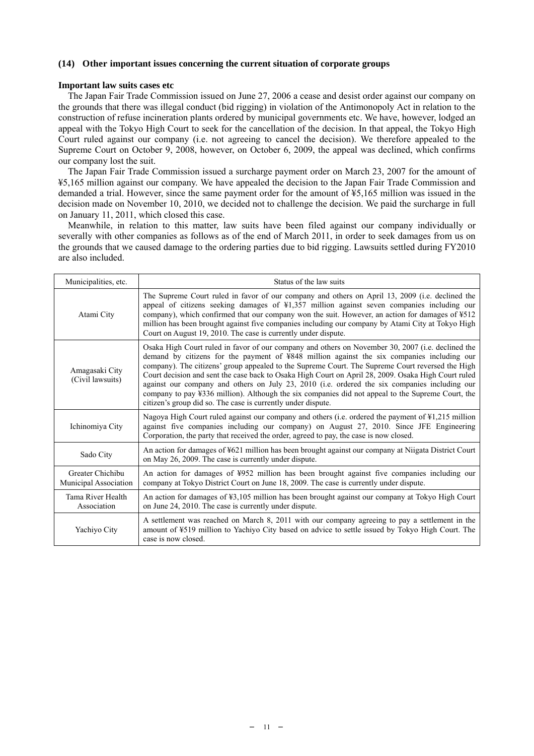### (14) Other important issues concerning the current situation of corporate groups

**Important law suits cases etc**

The Japan Fair Trade Commission issued on June 27, 2006 a cease and desist order against our company on the grounds that there was illegal conduct (bid rigging) in violation of the Antimonopoly Act in relation to the construction of refuse incineration plants ordered by municipal governments etc. We have, however, lodged an appeal with the Tokyo High Court to seek for the cancellation of the decision. In that appeal, the Tokyo High Court ruled against our company (i.e. not agreeing to cancel the decision). We therefore appealed to the Supreme Court on October 9, 2008, however, on October 6, 2009, the appeal was declined, which confirms our company lost the suit.

The Japan Fair Trade Commission issued a surcharge payment order on March 23, 2007 for the amount of ¥5,165 million against our company. We have appealed the decision to the Japan Fair Trade Commission and demanded a trial. However, since the same payment order for the amount of ¥5,165 million was issued in the decision made on November 10, 2010, we decided not to challenge the decision. We paid the surcharge in full on January 11, 2011, which closed this case.

Meanwhile, in relation to this matter, law suits have been filed against our company individually or severally with other companies as follows as of the end of March 2011, in order to seek damages from us on the grounds that we caused damage to the ordering parties due to bid rigging. Lawsuits settled during FY2010 are also included.

| Municipalities, etc. | Status of the law suits |
|---|---|
| Atami City | The Supreme Court ruled in favor of our company and others on April 13, 2009 (i.e. declined the appeal of citizens seeking damages of ¥1,357 million against seven companies including our company), which confirmed that our company won the suit. However, an action for damages of ¥512 million has been brought against five companies including our company by Atami City at Tokyo High Court on August 19, 2010. The case is currently under dispute. |
| Amagasaki City (Civil lawsuits) | Osaka High Court ruled in favor of our company and others on November 30, 2007 (i.e. declined the demand by citizens for the payment of ¥848 million against the six companies including our company). The citizens' group appealed to the Supreme Court. The Supreme Court reversed the High Court decision and sent the case back to Osaka High Court on April 28, 2009. Osaka High Court ruled against our company and others on July 23, 2010 (i.e. ordered the six companies including our company to pay ¥336 million). Although the six companies did not appeal to the Supreme Court, the citizen's group did so. The case is currently under dispute. |
| Ichinomiya City | Nagoya High Court ruled against our company and others (i.e. ordered the payment of ¥1,215 million against five companies including our company) on August 27, 2010. Since JFE Engineering Corporation, the party that received the order, agreed to pay, the case is now closed. |
| Sado City | An action for damages of ¥621 million has been brought against our company at Niigata District Court on May 26, 2009. The case is currently under dispute. |
| Greater Chichibu Municipal Association | An action for damages of ¥952 million has been brought against five companies including our company at Tokyo District Court on June 18, 2009. The case is currently under dispute. |
| Tama River Health Association | An action for damages of ¥3,105 million has been brought against our company at Tokyo High Court on June 24, 2010. The case is currently under dispute. |
| Yachiyo City | A settlement was reached on March 8, 2011 with our company agreeing to pay a settlement in the amount of ¥519 million to Yachiyo City based on advice to settle issued by Tokyo High Court. The case is now closed. |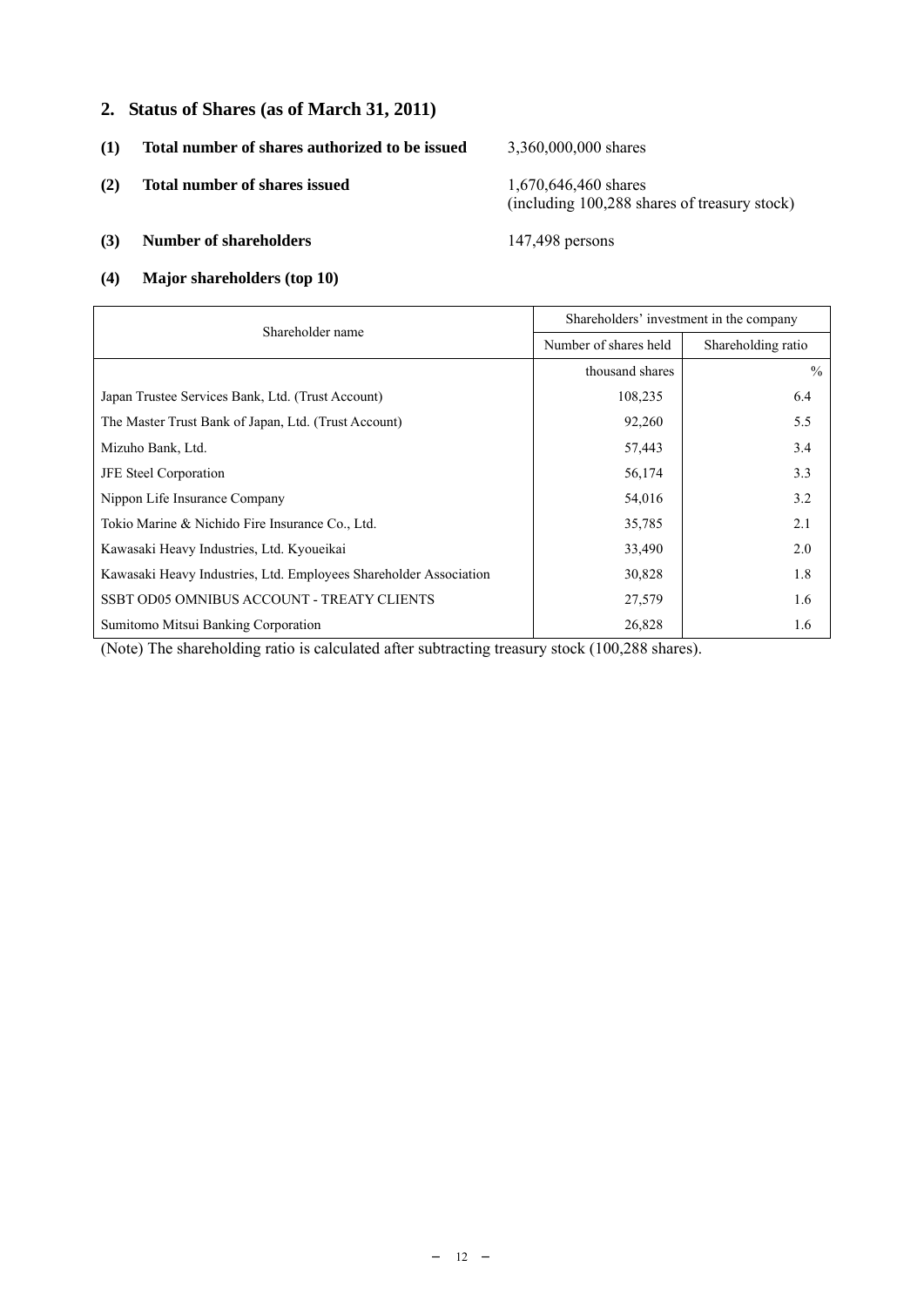## 2. Status of Shares (as of March 31, 2011)

**(1) Total number of shares authorized to be issued** 3,360,000,000 shares

**(2) Total number of shares issued** 1,670,646,460 shares
(including 100,288 shares of treasury stock)

**(3) Number of shareholders** 147,498 persons

**(4) Major shareholders (top 10)**

| Shareholder name | Shareholders' investment in the company | |
|---|---|---|
| | Number of shares held | Shareholding ratio |
| | thousand shares | % |
| Japan Trustee Services Bank, Ltd. (Trust Account) | 108,235 | 6.4 |
| The Master Trust Bank of Japan, Ltd. (Trust Account) | 92,260 | 5.5 |
| Mizuho Bank, Ltd. | 57,443 | 3.4 |
| JFE Steel Corporation | 56,174 | 3.3 |
| Nippon Life Insurance Company | 54,016 | 3.2 |
| Tokio Marine & Nichido Fire Insurance Co., Ltd. | 35,785 | 2.1 |
| Kawasaki Heavy Industries, Ltd. Kyoueikai | 33,490 | 2.0 |
| Kawasaki Heavy Industries, Ltd. Employees Shareholder Association | 30,828 | 1.8 |
| SSBT OD05 OMNIBUS ACCOUNT - TREATY CLIENTS | 27,579 | 1.6 |
| Sumitomo Mitsui Banking Corporation | 26,828 | 1.6 |

(Note) The shareholding ratio is calculated after subtracting treasury stock (100,288 shares).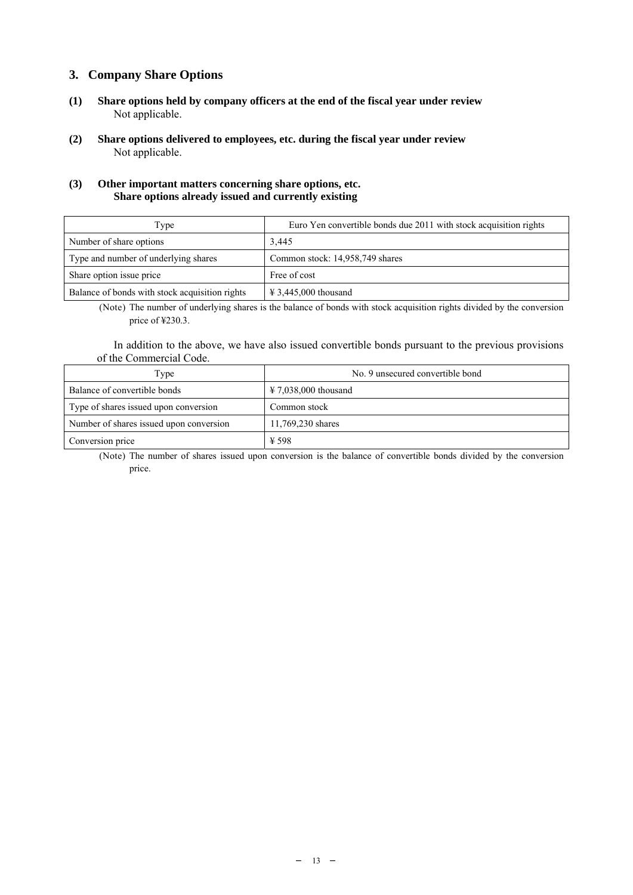## 3. Company Share Options

**(1) Share options held by company officers at the end of the fiscal year under review**

Not applicable.

**(2) Share options delivered to employees, etc. during the fiscal year under review**

Not applicable.

**(3) Other important matters concerning share options, etc.**
**Share options already issued and currently existing**

| Type | Euro Yen convertible bonds due 2011 with stock acquisition rights |
|---|---|
| Number of share options | 3,445 |
| Type and number of underlying shares | Common stock: 14,958,749 shares |
| Share option issue price | Free of cost |
| Balance of bonds with stock acquisition rights | ¥ 3,445,000 thousand |

(Note) The number of underlying shares is the balance of bonds with stock acquisition rights divided by the conversion price of ¥230.3.

In addition to the above, we have also issued convertible bonds pursuant to the previous provisions of the Commercial Code.

| Type | No. 9 unsecured convertible bond |
|---|---|
| Balance of convertible bonds | ¥ 7,038,000 thousand |
| Type of shares issued upon conversion | Common stock |
| Number of shares issued upon conversion | 11,769,230 shares |
| Conversion price | ¥ 598 |

(Note) The number of shares issued upon conversion is the balance of convertible bonds divided by the conversion price.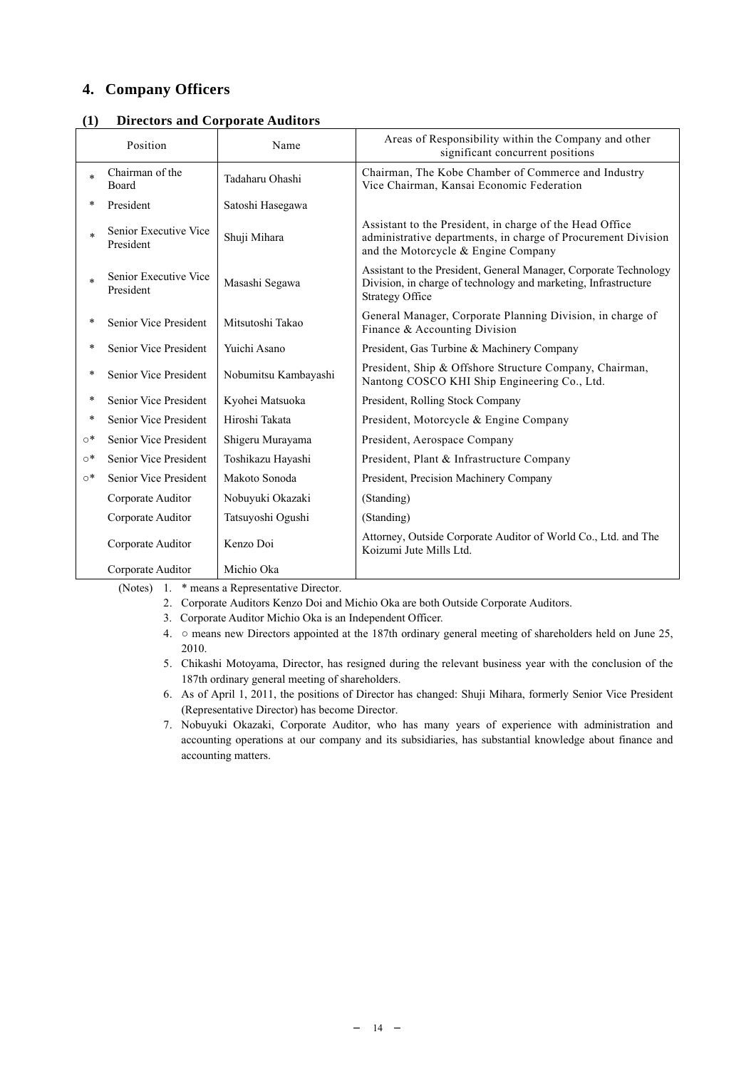## 4. Company Officers

### (1) Directors and Corporate Auditors

| | Position | Name | Areas of Responsibility within the Company and other significant concurrent positions |
|---|---|---|---|
| * | Chairman of the Board | Tadaharu Ohashi | Chairman, The Kobe Chamber of Commerce and Industry<br>Vice Chairman, Kansai Economic Federation |
| * | President | Satoshi Hasegawa | |
| * | Senior Executive Vice President | Shuji Mihara | Assistant to the President, in charge of the Head Office administrative departments, in charge of Procurement Division and the Motorcycle & Engine Company |
| * | Senior Executive Vice President | Masashi Segawa | Assistant to the President, General Manager, Corporate Technology Division, in charge of technology and marketing, Infrastructure Strategy Office |
| * | Senior Vice President | Mitsutoshi Takao | General Manager, Corporate Planning Division, in charge of Finance & Accounting Division |
| * | Senior Vice President | Yuichi Asano | President, Gas Turbine & Machinery Company |
| * | Senior Vice President | Nobumitsu Kambayashi | President, Ship & Offshore Structure Company, Chairman, Nantong COSCO KHI Ship Engineering Co., Ltd. |
| * | Senior Vice President | Kyohei Matsuoka | President, Rolling Stock Company |
| * | Senior Vice President | Hiroshi Takata | President, Motorcycle & Engine Company |
| ○* | Senior Vice President | Shigeru Murayama | President, Aerospace Company |
| ○* | Senior Vice President | Toshikazu Hayashi | President, Plant & Infrastructure Company |
| ○* | Senior Vice President | Makoto Sonoda | President, Precision Machinery Company |
| | Corporate Auditor | Nobuyuki Okazaki | (Standing) |
| | Corporate Auditor | Tatsuyoshi Ogushi | (Standing) |
| | Corporate Auditor | Kenzo Doi | Attorney, Outside Corporate Auditor of World Co., Ltd. and The Koizumi Jute Mills Ltd. |
| | Corporate Auditor | Michio Oka | |

(Notes)
1. * means a Representative Director.
2. Corporate Auditors Kenzo Doi and Michio Oka are both Outside Corporate Auditors.
3. Corporate Auditor Michio Oka is an Independent Officer.
4. ○ means new Directors appointed at the 187th ordinary general meeting of shareholders held on June 25, 2010.
5. Chikashi Motoyama, Director, has resigned during the relevant business year with the conclusion of the 187th ordinary general meeting of shareholders.
6. As of April 1, 2011, the positions of Director has changed: Shuji Mihara, formerly Senior Vice President (Representative Director) has become Director.
7. Nobuyuki Okazaki, Corporate Auditor, who has many years of experience with administration and accounting operations at our company and its subsidiaries, has substantial knowledge about finance and accounting matters.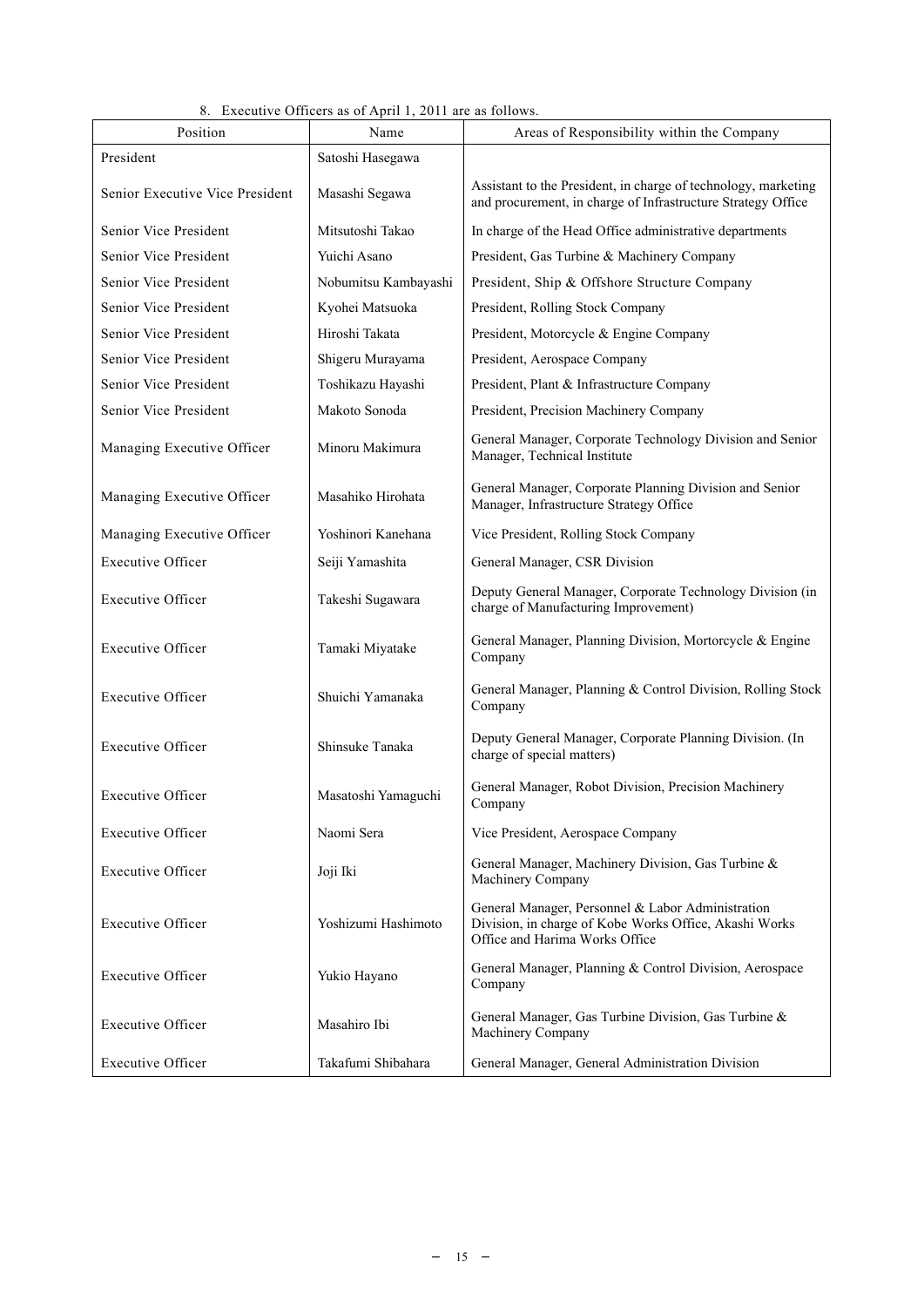8. Executive Officers as of April 1, 2011 are as follows.

| Position | Name | Areas of Responsibility within the Company |
|---|---|---|
| President | Satoshi Hasegawa | |
| Senior Executive Vice President | Masashi Segawa | Assistant to the President, in charge of technology, marketing and procurement, in charge of Infrastructure Strategy Office |
| Senior Vice President | Mitsutoshi Takao | In charge of the Head Office administrative departments |
| Senior Vice President | Yuichi Asano | President, Gas Turbine & Machinery Company |
| Senior Vice President | Nobumitsu Kambayashi | President, Ship & Offshore Structure Company |
| Senior Vice President | Kyohei Matsuoka | President, Rolling Stock Company |
| Senior Vice President | Hiroshi Takata | President, Motorcycle & Engine Company |
| Senior Vice President | Shigeru Murayama | President, Aerospace Company |
| Senior Vice President | Toshikazu Hayashi | President, Plant & Infrastructure Company |
| Senior Vice President | Makoto Sonoda | President, Precision Machinery Company |
| Managing Executive Officer | Minoru Makimura | General Manager, Corporate Technology Division and Senior Manager, Technical Institute |
| Managing Executive Officer | Masahiko Hirohata | General Manager, Corporate Planning Division and Senior Manager, Infrastructure Strategy Office |
| Managing Executive Officer | Yoshinori Kanehana | Vice President, Rolling Stock Company |
| Executive Officer | Seiji Yamashita | General Manager, CSR Division |
| Executive Officer | Takeshi Sugawara | Deputy General Manager, Corporate Technology Division (in charge of Manufacturing Improvement) |
| Executive Officer | Tamaki Miyatake | General Manager, Planning Division, Mortorcycle & Engine Company |
| Executive Officer | Shuichi Yamanaka | General Manager, Planning & Control Division, Rolling Stock Company |
| Executive Officer | Shinsuke Tanaka | Deputy General Manager, Corporate Planning Division. (In charge of special matters) |
| Executive Officer | Masatoshi Yamaguchi | General Manager, Robot Division, Precision Machinery Company |
| Executive Officer | Naomi Sera | Vice President, Aerospace Company |
| Executive Officer | Joji Iki | General Manager, Machinery Division, Gas Turbine & Machinery Company |
| Executive Officer | Yoshizumi Hashimoto | General Manager, Personnel & Labor Administration Division, in charge of Kobe Works Office, Akashi Works Office and Harima Works Office |
| Executive Officer | Yukio Hayano | General Manager, Planning & Control Division, Aerospace Company |
| Executive Officer | Masahiro Ibi | General Manager, Gas Turbine Division, Gas Turbine & Machinery Company |
| Executive Officer | Takafumi Shibahara | General Manager, General Administration Division |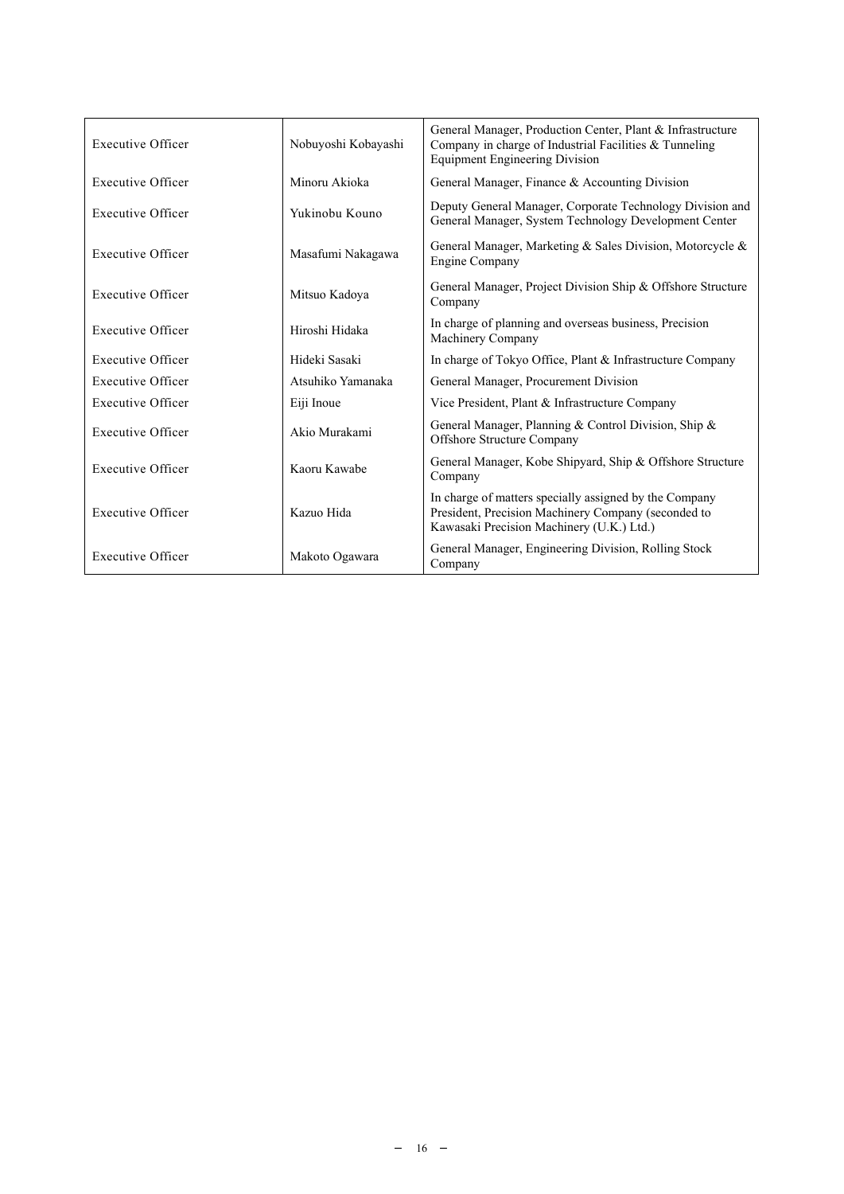| Executive Officer | Nobuyoshi Kobayashi | General Manager, Production Center, Plant & Infrastructure Company in charge of Industrial Facilities & Tunneling Equipment Engineering Division |
|---|---|---|
| Executive Officer | Minoru Akioka | General Manager, Finance & Accounting Division |
| Executive Officer | Yukinobu Kouno | Deputy General Manager, Corporate Technology Division and General Manager, System Technology Development Center |
| Executive Officer | Masafumi Nakagawa | General Manager, Marketing & Sales Division, Motorcycle & Engine Company |
| Executive Officer | Mitsuo Kadoya | General Manager, Project Division Ship & Offshore Structure Company |
| Executive Officer | Hiroshi Hidaka | In charge of planning and overseas business, Precision Machinery Company |
| Executive Officer | Hideki Sasaki | In charge of Tokyo Office, Plant & Infrastructure Company |
| Executive Officer | Atsuhiko Yamanaka | General Manager, Procurement Division |
| Executive Officer | Eiji Inoue | Vice President, Plant & Infrastructure Company |
| Executive Officer | Akio Murakami | General Manager, Planning & Control Division, Ship & Offshore Structure Company |
| Executive Officer | Kaoru Kawabe | General Manager, Kobe Shipyard, Ship & Offshore Structure Company |
| Executive Officer | Kazuo Hida | In charge of matters specially assigned by the Company President, Precision Machinery Company (seconded to Kawasaki Precision Machinery (U.K.) Ltd.) |
| Executive Officer | Makoto Ogawara | General Manager, Engineering Division, Rolling Stock Company |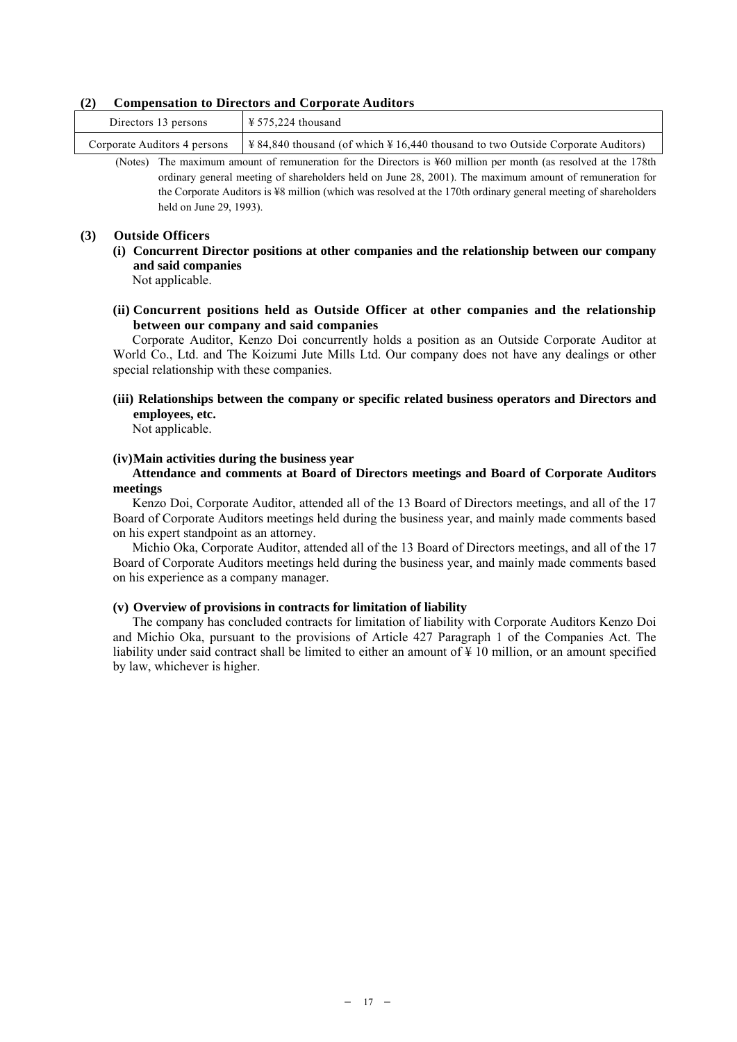### (2) Compensation to Directors and Corporate Auditors

| Directors 13 persons | ¥ 575,224 thousand |
|---|---|
| Corporate Auditors 4 persons | ¥ 84,840 thousand (of which ¥ 16,440 thousand to two Outside Corporate Auditors) |

(Notes) The maximum amount of remuneration for the Directors is ¥60 million per month (as resolved at the 178th ordinary general meeting of shareholders held on June 28, 2001). The maximum amount of remuneration for the Corporate Auditors is ¥8 million (which was resolved at the 170th ordinary general meeting of shareholders held on June 29, 1993).

### (3) Outside Officers

**(i) Concurrent Director positions at other companies and the relationship between our company and said companies**

Not applicable.

**(ii) Concurrent positions held as Outside Officer at other companies and the relationship between our company and said companies**

Corporate Auditor, Kenzo Doi concurrently holds a position as an Outside Corporate Auditor at World Co., Ltd. and The Koizumi Jute Mills Ltd. Our company does not have any dealings or other special relationship with these companies.

**(iii) Relationships between the company or specific related business operators and Directors and employees, etc.**

Not applicable.

**(iv) Main activities during the business year**

**Attendance and comments at Board of Directors meetings and Board of Corporate Auditors meetings**

Kenzo Doi, Corporate Auditor, attended all of the 13 Board of Directors meetings, and all of the 17 Board of Corporate Auditors meetings held during the business year, and mainly made comments based on his expert standpoint as an attorney.

Michio Oka, Corporate Auditor, attended all of the 13 Board of Directors meetings, and all of the 17 Board of Corporate Auditors meetings held during the business year, and mainly made comments based on his experience as a company manager.

**(v) Overview of provisions in contracts for limitation of liability**

The company has concluded contracts for limitation of liability with Corporate Auditors Kenzo Doi and Michio Oka, pursuant to the provisions of Article 427 Paragraph 1 of the Companies Act. The liability under said contract shall be limited to either an amount of ¥ 10 million, or an amount specified by law, whichever is higher.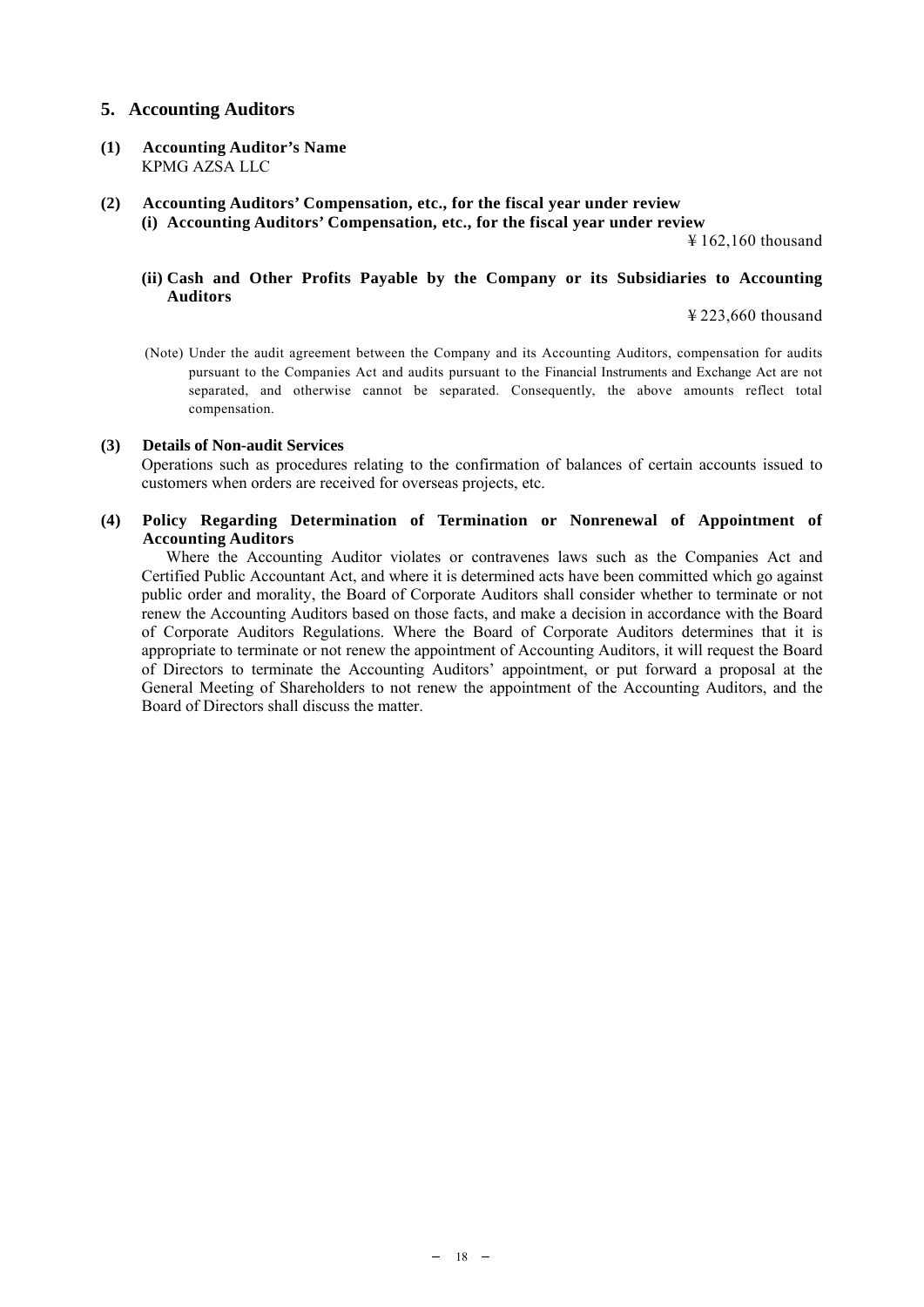## 5. Accounting Auditors

### (1) Accounting Auditor's Name

KPMG AZSA LLC

### (2) Accounting Auditors' Compensation, etc., for the fiscal year under review

**(i) Accounting Auditors' Compensation, etc., for the fiscal year under review**

¥ 162,160 thousand

**(ii) Cash and Other Profits Payable by the Company or its Subsidiaries to Accounting Auditors**

¥ 223,660 thousand

(Note) Under the audit agreement between the Company and its Accounting Auditors, compensation for audits pursuant to the Companies Act and audits pursuant to the Financial Instruments and Exchange Act are not separated, and otherwise cannot be separated. Consequently, the above amounts reflect total compensation.

### (3) Details of Non-audit Services

Operations such as procedures relating to the confirmation of balances of certain accounts issued to customers when orders are received for overseas projects, etc.

### (4) Policy Regarding Determination of Termination or Nonrenewal of Appointment of Accounting Auditors

Where the Accounting Auditor violates or contravenes laws such as the Companies Act and Certified Public Accountant Act, and where it is determined acts have been committed which go against public order and morality, the Board of Corporate Auditors shall consider whether to terminate or not renew the Accounting Auditors based on those facts, and make a decision in accordance with the Board of Corporate Auditors Regulations. Where the Board of Corporate Auditors determines that it is appropriate to terminate or not renew the appointment of Accounting Auditors, it will request the Board of Directors to terminate the Accounting Auditors' appointment, or put forward a proposal at the General Meeting of Shareholders to not renew the appointment of the Accounting Auditors, and the Board of Directors shall discuss the matter.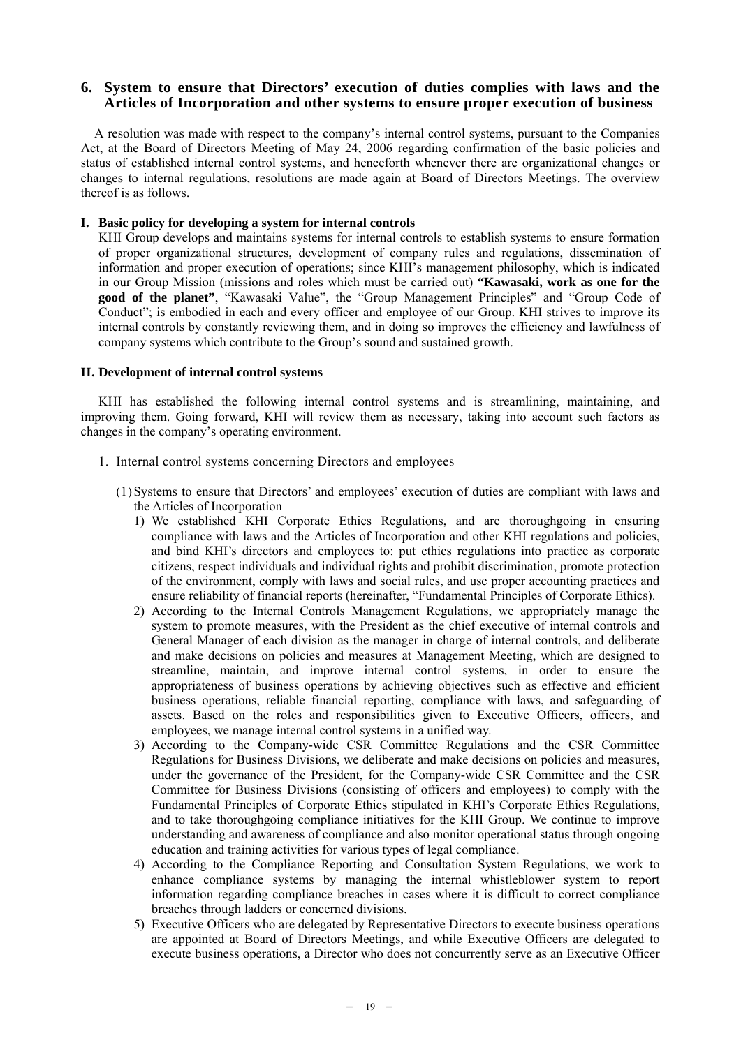## 6. System to ensure that Directors' execution of duties complies with laws and the Articles of Incorporation and other systems to ensure proper execution of business

A resolution was made with respect to the company's internal control systems, pursuant to the Companies Act, at the Board of Directors Meeting of May 24, 2006 regarding confirmation of the basic policies and status of established internal control systems, and henceforth whenever there are organizational changes or changes to internal regulations, resolutions are made again at Board of Directors Meetings. The overview thereof is as follows.

### I. Basic policy for developing a system for internal controls

KHI Group develops and maintains systems for internal controls to establish systems to ensure formation of proper organizational structures, development of company rules and regulations, dissemination of information and proper execution of operations; since KHI's management philosophy, which is indicated in our Group Mission (missions and roles which must be carried out) **"Kawasaki, work as one for the good of the planet"**, "Kawasaki Value", the "Group Management Principles" and "Group Code of Conduct"; is embodied in each and every officer and employee of our Group. KHI strives to improve its internal controls by constantly reviewing them, and in doing so improves the efficiency and lawfulness of company systems which contribute to the Group's sound and sustained growth.

### II. Development of internal control systems

KHI has established the following internal control systems and is streamlining, maintaining, and improving them. Going forward, KHI will review them as necessary, taking into account such factors as changes in the company's operating environment.

1. Internal control systems concerning Directors and employees

   (1) Systems to ensure that Directors' and employees' execution of duties are compliant with laws and the Articles of Incorporation

   1) We established KHI Corporate Ethics Regulations, and are thoroughgoing in ensuring compliance with laws and the Articles of Incorporation and other KHI regulations and policies, and bind KHI's directors and employees to: put ethics regulations into practice as corporate citizens, respect individuals and individual rights and prohibit discrimination, promote protection of the environment, comply with laws and social rules, and use proper accounting practices and ensure reliability of financial reports (hereinafter, "Fundamental Principles of Corporate Ethics).
   2) According to the Internal Controls Management Regulations, we appropriately manage the system to promote measures, with the President as the chief executive of internal controls and General Manager of each division as the manager in charge of internal controls, and deliberate and make decisions on policies and measures at Management Meeting, which are designed to streamline, maintain, and improve internal control systems, in order to ensure the appropriateness of business operations by achieving objectives such as effective and efficient business operations, reliable financial reporting, compliance with laws, and safeguarding of assets. Based on the roles and responsibilities given to Executive Officers, officers, and employees, we manage internal control systems in a unified way.
   3) According to the Company-wide CSR Committee Regulations and the CSR Committee Regulations for Business Divisions, we deliberate and make decisions on policies and measures, under the governance of the President, for the Company-wide CSR Committee and the CSR Committee for Business Divisions (consisting of officers and employees) to comply with the Fundamental Principles of Corporate Ethics stipulated in KHI's Corporate Ethics Regulations, and to take thoroughgoing compliance initiatives for the KHI Group. We continue to improve understanding and awareness of compliance and also monitor operational status through ongoing education and training activities for various types of legal compliance.
   4) According to the Compliance Reporting and Consultation System Regulations, we work to enhance compliance systems by managing the internal whistleblower system to report information regarding compliance breaches in cases where it is difficult to correct compliance breaches through ladders or concerned divisions.
   5) Executive Officers who are delegated by Representative Directors to execute business operations are appointed at Board of Directors Meetings, and while Executive Officers are delegated to execute business operations, a Director who does not concurrently serve as an Executive Officer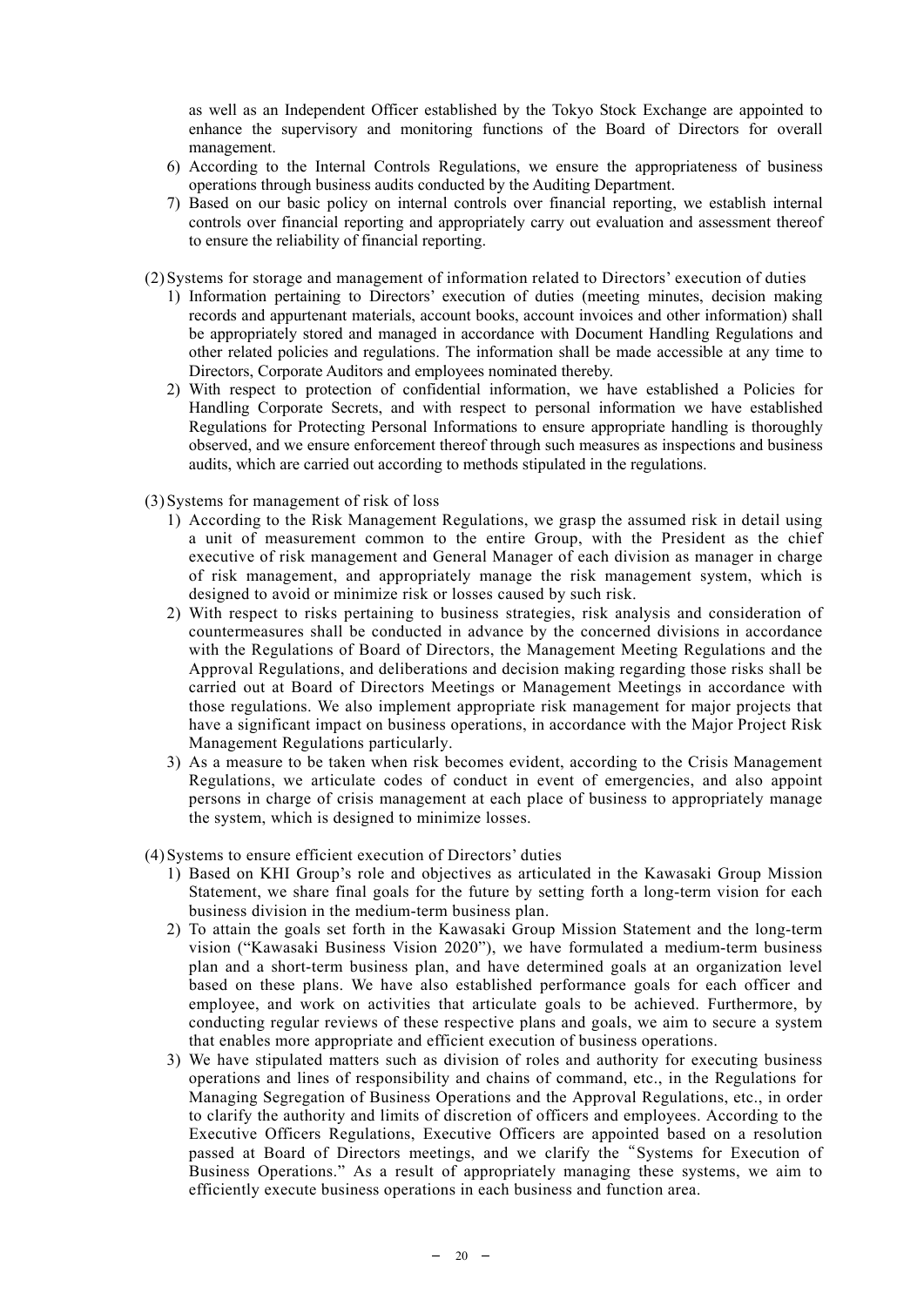as well as an Independent Officer established by the Tokyo Stock Exchange are appointed to enhance the supervisory and monitoring functions of the Board of Directors for overall management.

6) According to the Internal Controls Regulations, we ensure the appropriateness of business operations through business audits conducted by the Auditing Department.
7) Based on our basic policy on internal controls over financial reporting, we establish internal controls over financial reporting and appropriately carry out evaluation and assessment thereof to ensure the reliability of financial reporting.

(2) Systems for storage and management of information related to Directors' execution of duties

1) Information pertaining to Directors' execution of duties (meeting minutes, decision making records and appurtenant materials, account books, account invoices and other information) shall be appropriately stored and managed in accordance with Document Handling Regulations and other related policies and regulations. The information shall be made accessible at any time to Directors, Corporate Auditors and employees nominated thereby.
2) With respect to protection of confidential information, we have established a Policies for Handling Corporate Secrets, and with respect to personal information we have established Regulations for Protecting Personal Informations to ensure appropriate handling is thoroughly observed, and we ensure enforcement thereof through such measures as inspections and business audits, which are carried out according to methods stipulated in the regulations.

(3) Systems for management of risk of loss

1) According to the Risk Management Regulations, we grasp the assumed risk in detail using a unit of measurement common to the entire Group, with the President as the chief executive of risk management and General Manager of each division as manager in charge of risk management, and appropriately manage the risk management system, which is designed to avoid or minimize risk or losses caused by such risk.
2) With respect to risks pertaining to business strategies, risk analysis and consideration of countermeasures shall be conducted in advance by the concerned divisions in accordance with the Regulations of Board of Directors, the Management Meeting Regulations and the Approval Regulations, and deliberations and decision making regarding those risks shall be carried out at Board of Directors Meetings or Management Meetings in accordance with those regulations. We also implement appropriate risk management for major projects that have a significant impact on business operations, in accordance with the Major Project Risk Management Regulations particularly.
3) As a measure to be taken when risk becomes evident, according to the Crisis Management Regulations, we articulate codes of conduct in event of emergencies, and also appoint persons in charge of crisis management at each place of business to appropriately manage the system, which is designed to minimize losses.

(4) Systems to ensure efficient execution of Directors' duties

1) Based on KHI Group's role and objectives as articulated in the Kawasaki Group Mission Statement, we share final goals for the future by setting forth a long-term vision for each business division in the medium-term business plan.
2) To attain the goals set forth in the Kawasaki Group Mission Statement and the long-term vision ("Kawasaki Business Vision 2020"), we have formulated a medium-term business plan and a short-term business plan, and have determined goals at an organization level based on these plans. We have also established performance goals for each officer and employee, and work on activities that articulate goals to be achieved. Furthermore, by conducting regular reviews of these respective plans and goals, we aim to secure a system that enables more appropriate and efficient execution of business operations.
3) We have stipulated matters such as division of roles and authority for executing business operations and lines of responsibility and chains of command, etc., in the Regulations for Managing Segregation of Business Operations and the Approval Regulations, etc., in order to clarify the authority and limits of discretion of officers and employees. According to the Executive Officers Regulations, Executive Officers are appointed based on a resolution passed at Board of Directors meetings, and we clarify the "Systems for Execution of Business Operations." As a result of appropriately managing these systems, we aim to efficiently execute business operations in each business and function area.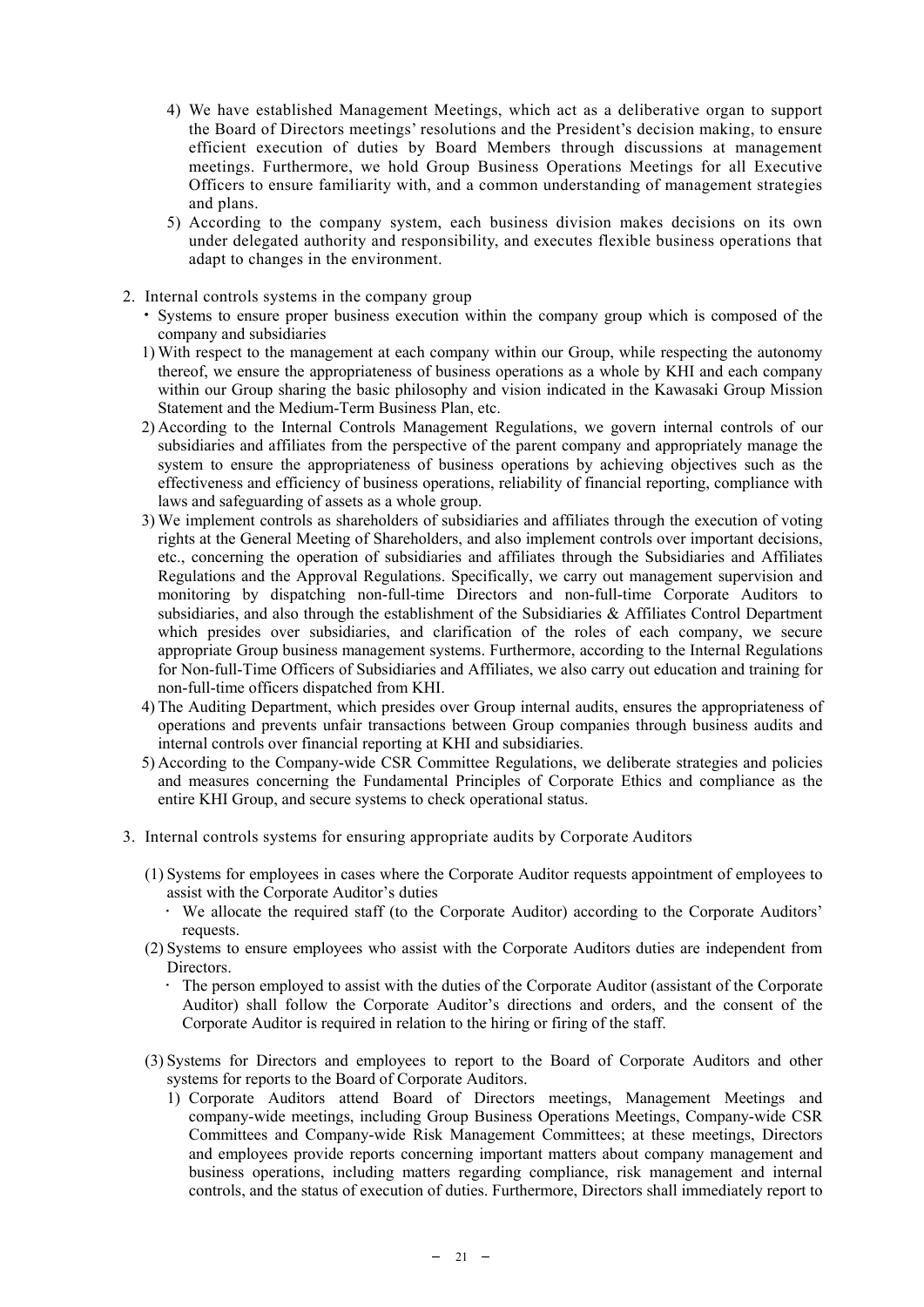4) We have established Management Meetings, which act as a deliberative organ to support the Board of Directors meetings' resolutions and the President's decision making, to ensure efficient execution of duties by Board Members through discussions at management meetings. Furthermore, we hold Group Business Operations Meetings for all Executive Officers to ensure familiarity with, and a common understanding of management strategies and plans.

5) According to the company system, each business division makes decisions on its own under delegated authority and responsibility, and executes flexible business operations that adapt to changes in the environment.

2. Internal controls systems in the company group

・Systems to ensure proper business execution within the company group which is composed of the company and subsidiaries

1) With respect to the management at each company within our Group, while respecting the autonomy thereof, we ensure the appropriateness of business operations as a whole by KHI and each company within our Group sharing the basic philosophy and vision indicated in the Kawasaki Group Mission Statement and the Medium-Term Business Plan, etc.

2) According to the Internal Controls Management Regulations, we govern internal controls of our subsidiaries and affiliates from the perspective of the parent company and appropriately manage the system to ensure the appropriateness of business operations by achieving objectives such as the effectiveness and efficiency of business operations, reliability of financial reporting, compliance with laws and safeguarding of assets as a whole group.

3) We implement controls as shareholders of subsidiaries and affiliates through the execution of voting rights at the General Meeting of Shareholders, and also implement controls over important decisions, etc., concerning the operation of subsidiaries and affiliates through the Subsidiaries and Affiliates Regulations and the Approval Regulations. Specifically, we carry out management supervision and monitoring by dispatching non-full-time Directors and non-full-time Corporate Auditors to subsidiaries, and also through the establishment of the Subsidiaries & Affiliates Control Department which presides over subsidiaries, and clarification of the roles of each company, we secure appropriate Group business management systems. Furthermore, according to the Internal Regulations for Non-full-Time Officers of Subsidiaries and Affiliates, we also carry out education and training for non-full-time officers dispatched from KHI.

4) The Auditing Department, which presides over Group internal audits, ensures the appropriateness of operations and prevents unfair transactions between Group companies through business audits and internal controls over financial reporting at KHI and subsidiaries.

5) According to the Company-wide CSR Committee Regulations, we deliberate strategies and policies and measures concerning the Fundamental Principles of Corporate Ethics and compliance as the entire KHI Group, and secure systems to check operational status.

3. Internal controls systems for ensuring appropriate audits by Corporate Auditors

(1) Systems for employees in cases where the Corporate Auditor requests appointment of employees to assist with the Corporate Auditor's duties

・We allocate the required staff (to the Corporate Auditor) according to the Corporate Auditors' requests.

(2) Systems to ensure employees who assist with the Corporate Auditors duties are independent from Directors.

・The person employed to assist with the duties of the Corporate Auditor (assistant of the Corporate Auditor) shall follow the Corporate Auditor's directions and orders, and the consent of the Corporate Auditor is required in relation to the hiring or firing of the staff.

(3) Systems for Directors and employees to report to the Board of Corporate Auditors and other systems for reports to the Board of Corporate Auditors.

1) Corporate Auditors attend Board of Directors meetings, Management Meetings and company-wide meetings, including Group Business Operations Meetings, Company-wide CSR Committees and Company-wide Risk Management Committees; at these meetings, Directors and employees provide reports concerning important matters about company management and business operations, including matters regarding compliance, risk management and internal controls, and the status of execution of duties. Furthermore, Directors shall immediately report to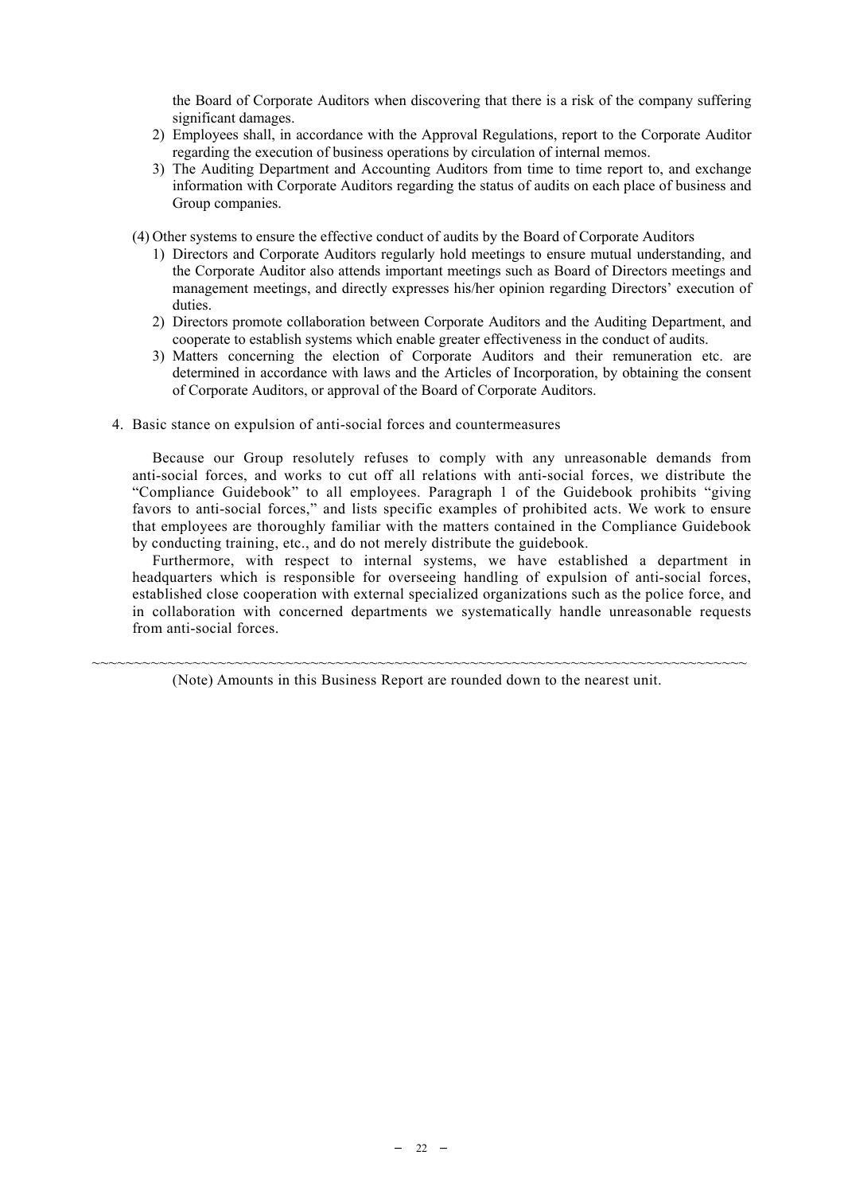the Board of Corporate Auditors when discovering that there is a risk of the company suffering significant damages.

2) Employees shall, in accordance with the Approval Regulations, report to the Corporate Auditor regarding the execution of business operations by circulation of internal memos.

3) The Auditing Department and Accounting Auditors from time to time report to, and exchange information with Corporate Auditors regarding the status of audits on each place of business and Group companies.

(4) Other systems to ensure the effective conduct of audits by the Board of Corporate Auditors

1) Directors and Corporate Auditors regularly hold meetings to ensure mutual understanding, and the Corporate Auditor also attends important meetings such as Board of Directors meetings and management meetings, and directly expresses his/her opinion regarding Directors' execution of duties.

2) Directors promote collaboration between Corporate Auditors and the Auditing Department, and cooperate to establish systems which enable greater effectiveness in the conduct of audits.

3) Matters concerning the election of Corporate Auditors and their remuneration etc. are determined in accordance with laws and the Articles of Incorporation, by obtaining the consent of Corporate Auditors, or approval of the Board of Corporate Auditors.

4. Basic stance on expulsion of anti-social forces and countermeasures

Because our Group resolutely refuses to comply with any unreasonable demands from anti-social forces, and works to cut off all relations with anti-social forces, we distribute the "Compliance Guidebook" to all employees. Paragraph 1 of the Guidebook prohibits "giving favors to anti-social forces," and lists specific examples of prohibited acts. We work to ensure that employees are thoroughly familiar with the matters contained in the Compliance Guidebook by conducting training, etc., and do not merely distribute the guidebook.

Furthermore, with respect to internal systems, we have established a department in headquarters which is responsible for overseeing handling of expulsion of anti-social forces, established close cooperation with external specialized organizations such as the police force, and in collaboration with concerned departments we systematically handle unreasonable requests from anti-social forces.

~~~~~~~~~~~~~~~~~~~~~~~~~~~~~~~~~~~~~~~~~~~~~~~~~~~~~~~~~~~~~~~~~~~~~~~~~~~~~~~~

(Note) Amounts in this Business Report are rounded down to the nearest unit.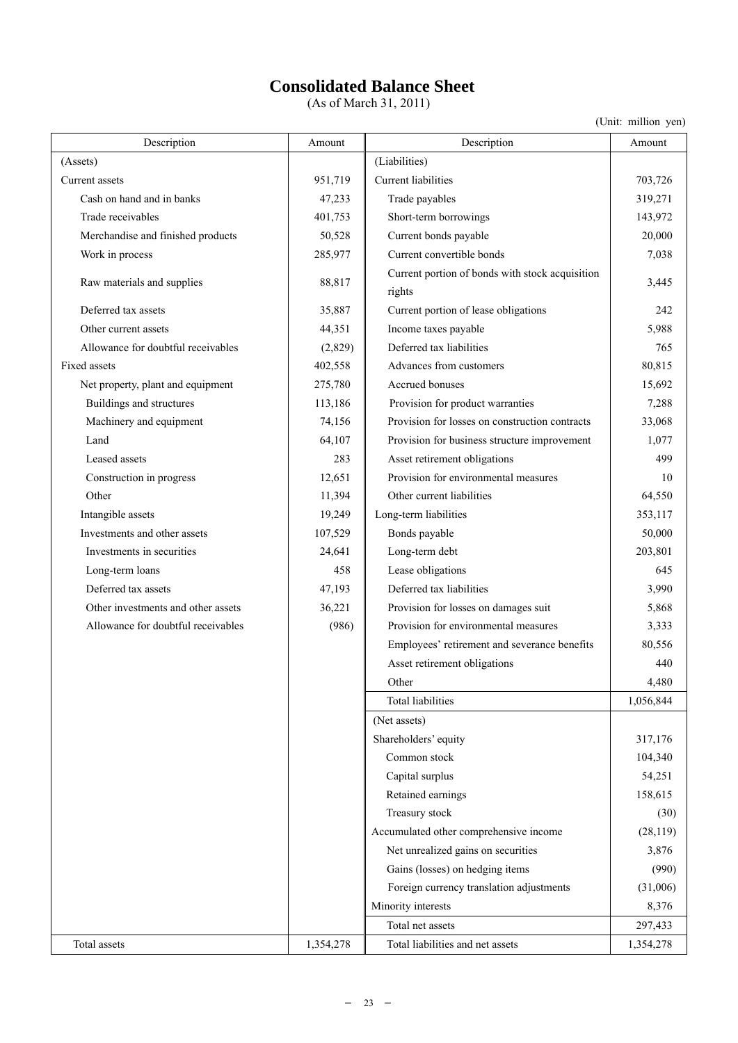# Consolidated Balance Sheet

(As of March 31, 2011)

(Unit: million yen)

| Description | Amount | Description | Amount |
|---|---|---|---|
| (Assets) | | (Liabilities) | |
| Current assets | 951,719 | Current liabilities | 703,726 |
| Cash on hand and in banks | 47,233 | Trade payables | 319,271 |
| Trade receivables | 401,753 | Short-term borrowings | 143,972 |
| Merchandise and finished products | 50,528 | Current bonds payable | 20,000 |
| Work in process | 285,977 | Current convertible bonds | 7,038 |
| Raw materials and supplies | 88,817 | Current portion of bonds with stock acquisition rights | 3,445 |
| Deferred tax assets | 35,887 | Current portion of lease obligations | 242 |
| Other current assets | 44,351 | Income taxes payable | 5,988 |
| Allowance for doubtful receivables | (2,829) | Deferred tax liabilities | 765 |
| Fixed assets | 402,558 | Advances from customers | 80,815 |
| Net property, plant and equipment | 275,780 | Accrued bonuses | 15,692 |
| Buildings and structures | 113,186 | Provision for product warranties | 7,288 |
| Machinery and equipment | 74,156 | Provision for losses on construction contracts | 33,068 |
| Land | 64,107 | Provision for business structure improvement | 1,077 |
| Leased assets | 283 | Asset retirement obligations | 499 |
| Construction in progress | 12,651 | Provision for environmental measures | 10 |
| Other | 11,394 | Other current liabilities | 64,550 |
| Intangible assets | 19,249 | Long-term liabilities | 353,117 |
| Investments and other assets | 107,529 | Bonds payable | 50,000 |
| Investments in securities | 24,641 | Long-term debt | 203,801 |
| Long-term loans | 458 | Lease obligations | 645 |
| Deferred tax assets | 47,193 | Deferred tax liabilities | 3,990 |
| Other investments and other assets | 36,221 | Provision for losses on damages suit | 5,868 |
| Allowance for doubtful receivables | (986) | Provision for environmental measures | 3,333 |
| | | Employees' retirement and severance benefits | 80,556 |
| | | Asset retirement obligations | 440 |
| | | Other | 4,480 |
| | | Total liabilities | 1,056,844 |
| | | (Net assets) | |
| | | Shareholders' equity | 317,176 |
| | | Common stock | 104,340 |
| | | Capital surplus | 54,251 |
| | | Retained earnings | 158,615 |
| | | Treasury stock | (30) |
| | | Accumulated other comprehensive income | (28,119) |
| | | Net unrealized gains on securities | 3,876 |
| | | Gains (losses) on hedging items | (990) |
| | | Foreign currency translation adjustments | (31,006) |
| | | Minority interests | 8,376 |
| | | Total net assets | 297,433 |
| Total assets | 1,354,278 | Total liabilities and net assets | 1,354,278 |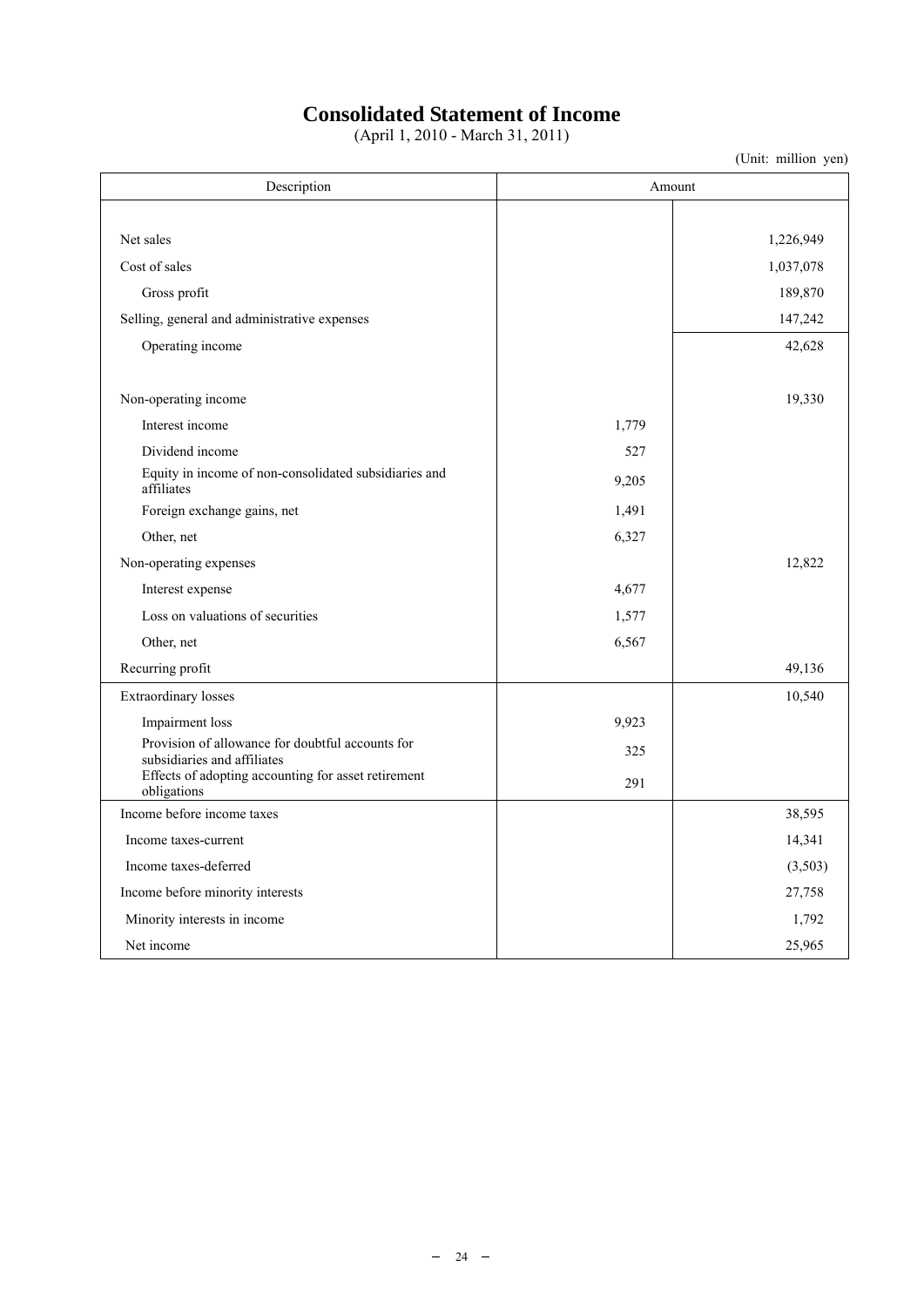# Consolidated Statement of Income

(April 1, 2010 - March 31, 2011)

(Unit: million yen)

| Description | Amount | |
|---|---|---|
| Net sales | | 1,226,949 |
| Cost of sales | | 1,037,078 |
| Gross profit | | 189,870 |
| Selling, general and administrative expenses | | 147,242 |
| Operating income | | 42,628 |
| Non-operating income | | 19,330 |
| Interest income | 1,779 | |
| Dividend income | 527 | |
| Equity in income of non-consolidated subsidiaries and affiliates | 9,205 | |
| Foreign exchange gains, net | 1,491 | |
| Other, net | 6,327 | |
| Non-operating expenses | | 12,822 |
| Interest expense | 4,677 | |
| Loss on valuations of securities | 1,577 | |
| Other, net | 6,567 | |
| Recurring profit | | 49,136 |
| Extraordinary losses | | 10,540 |
| Impairment loss | 9,923 | |
| Provision of allowance for doubtful accounts for subsidiaries and affiliates | 325 | |
| Effects of adopting accounting for asset retirement obligations | 291 | |
| Income before income taxes | | 38,595 |
| Income taxes-current | | 14,341 |
| Income taxes-deferred | | (3,503) |
| Income before minority interests | | 27,758 |
| Minority interests in income | | 1,792 |
| Net income | | 25,965 |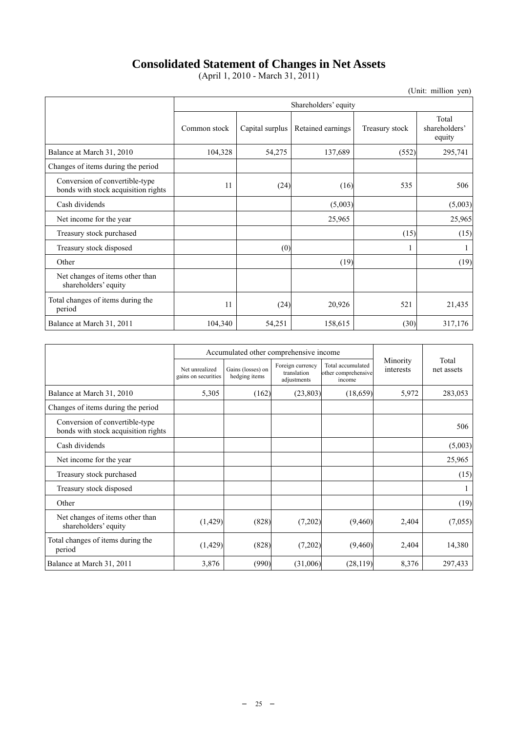# Consolidated Statement of Changes in Net Assets

(April 1, 2010 - March 31, 2011)

(Unit: million yen)

| | Shareholders' equity | | | | |
|---|---|---|---|---|---|
| | Common stock | Capital surplus | Retained earnings | Treasury stock | Total shareholders' equity |
| Balance at March 31, 2010 | 104,328 | 54,275 | 137,689 | (552) | 295,741 |
| Changes of items during the period | | | | | |
| Conversion of convertible-type bonds with stock acquisition rights | 11 | (24) | (16) | 535 | 506 |
| Cash dividends | | | (5,003) | | (5,003) |
| Net income for the year | | | 25,965 | | 25,965 |
| Treasury stock purchased | | | | (15) | (15) |
| Treasury stock disposed | | (0) | | 1 | 1 |
| Other | | | (19) | | (19) |
| Net changes of items other than shareholders' equity | | | | | |
| Total changes of items during the period | 11 | (24) | 20,926 | 521 | 21,435 |
| Balance at March 31, 2011 | 104,340 | 54,251 | 158,615 | (30) | 317,176 |

| | Accumulated other comprehensive income | | | | Minority interests | Total net assets |
|---|---|---|---|---|---|---|
| | Net unrealized gains on securities | Gains (losses) on hedging items | Foreign currency translation adjustments | Total accumulated other comprehensive income | | |
| Balance at March 31, 2010 | 5,305 | (162) | (23,803) | (18,659) | 5,972 | 283,053 |
| Changes of items during the period | | | | | | |
| Conversion of convertible-type bonds with stock acquisition rights | | | | | | 506 |
| Cash dividends | | | | | | (5,003) |
| Net income for the year | | | | | | 25,965 |
| Treasury stock purchased | | | | | | (15) |
| Treasury stock disposed | | | | | | 1 |
| Other | | | | | | (19) |
| Net changes of items other than shareholders' equity | (1,429) | (828) | (7,202) | (9,460) | 2,404 | (7,055) |
| Total changes of items during the period | (1,429) | (828) | (7,202) | (9,460) | 2,404 | 14,380 |
| Balance at March 31, 2011 | 3,876 | (990) | (31,006) | (28,119) | 8,376 | 297,433 |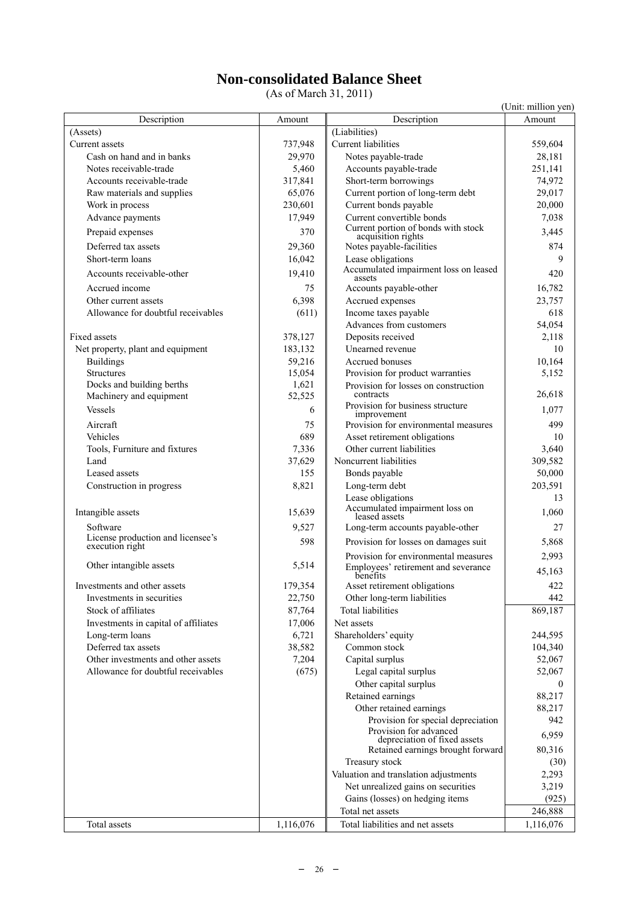# Non-consolidated Balance Sheet

(As of March 31, 2011)

(Unit: million yen)

| Description | Amount | Description | Amount |
|---|---|---|---|
| (Assets) | | (Liabilities) | |
| Current assets | 737,948 | Current liabilities | 559,604 |
| Cash on hand and in banks | 29,970 | Notes payable-trade | 28,181 |
| Notes receivable-trade | 5,460 | Accounts payable-trade | 251,141 |
| Accounts receivable-trade | 317,841 | Short-term borrowings | 74,972 |
| Raw materials and supplies | 65,076 | Current portion of long-term debt | 29,017 |
| Work in process | 230,601 | Current bonds payable | 20,000 |
| Advance payments | 17,949 | Current convertible bonds | 7,038 |
| Prepaid expenses | 370 | Current portion of bonds with stock acquisition rights | 3,445 |
| Deferred tax assets | 29,360 | Notes payable-facilities | 874 |
| Short-term loans | 16,042 | Lease obligations | 9 |
| Accounts receivable-other | 19,410 | Accumulated impairment loss on leased assets | 420 |
| Accrued income | 75 | Accounts payable-other | 16,782 |
| Other current assets | 6,398 | Accrued expenses | 23,757 |
| Allowance for doubtful receivables | (611) | Income taxes payable | 618 |
| | | Advances from customers | 54,054 |
| Fixed assets | 378,127 | Deposits received | 2,118 |
| Net property, plant and equipment | 183,132 | Unearned revenue | 10 |
| Buildings | 59,216 | Accrued bonuses | 10,164 |
| Structures | 15,054 | Provision for product warranties | 5,152 |
| Docks and building berths | 1,621 | Provision for losses on construction contracts | 26,618 |
| Machinery and equipment | 52,525 | | |
| Vessels | 6 | Provision for business structure improvement | 1,077 |
| Aircraft | 75 | Provision for environmental measures | 499 |
| Vehicles | 689 | Asset retirement obligations | 10 |
| Tools, Furniture and fixtures | 7,336 | Other current liabilities | 3,640 |
| Land | 37,629 | Noncurrent liabilities | 309,582 |
| Leased assets | 155 | Bonds payable | 50,000 |
| Construction in progress | 8,821 | Long-term debt | 203,591 |
| | | Lease obligations | 13 |
| Intangible assets | 15,639 | Accumulated impairment loss on leased assets | 1,060 |
| Software | 9,527 | Long-term accounts payable-other | 27 |
| License production and licensee's execution right | 598 | Provision for losses on damages suit | 5,868 |
| | | Provision for environmental measures | 2,993 |
| Other intangible assets | 5,514 | Employees' retirement and severance benefits | 45,163 |
| Investments and other assets | 179,354 | Asset retirement obligations | 422 |
| Investments in securities | 22,750 | Other long-term liabilities | 442 |
| Stock of affiliates | 87,764 | Total liabilities | 869,187 |
| Investments in capital of affiliates | 17,006 | Net assets | |
| Long-term loans | 6,721 | Shareholders' equity | 244,595 |
| Deferred tax assets | 38,582 | Common stock | 104,340 |
| Other investments and other assets | 7,204 | Capital surplus | 52,067 |
| Allowance for doubtful receivables | (675) | Legal capital surplus | 52,067 |
| | | Other capital surplus | 0 |
| | | Retained earnings | 88,217 |
| | | Other retained earnings | 88,217 |
| | | Provision for special depreciation | 942 |
| | | Provision for advanced depreciation of fixed assets | 6,959 |
| | | Retained earnings brought forward | 80,316 |
| | | Treasury stock | (30) |
| | | Valuation and translation adjustments | 2,293 |
| | | Net unrealized gains on securities | 3,219 |
| | | Gains (losses) on hedging items | (925) |
| | | Total net assets | 246,888 |
| Total assets | 1,116,076 | Total liabilities and net assets | 1,116,076 |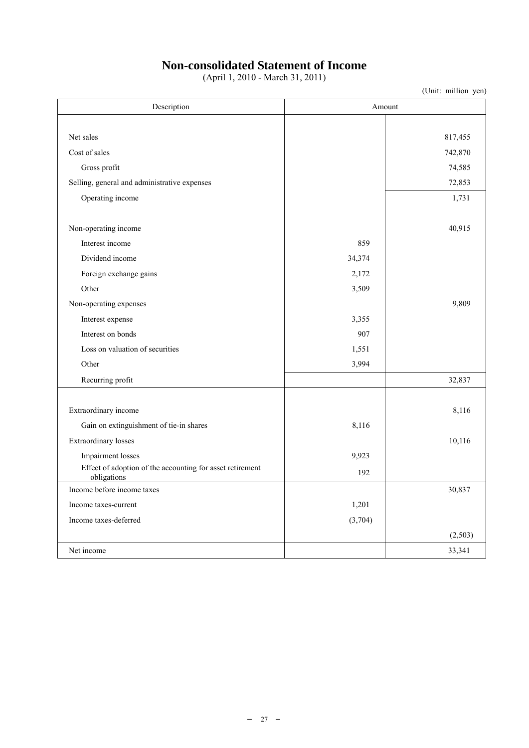# Non-consolidated Statement of Income

(April 1, 2010 - March 31, 2011)

(Unit: million yen)

| Description | Amount | |
|---|---|---|
| Net sales | | 817,455 |
| Cost of sales | | 742,870 |
| Gross profit | | 74,585 |
| Selling, general and administrative expenses | | 72,853 |
| Operating income | | 1,731 |
| Non-operating income | | 40,915 |
| Interest income | 859 | |
| Dividend income | 34,374 | |
| Foreign exchange gains | 2,172 | |
| Other | 3,509 | |
| Non-operating expenses | | 9,809 |
| Interest expense | 3,355 | |
| Interest on bonds | 907 | |
| Loss on valuation of securities | 1,551 | |
| Other | 3,994 | |
| Recurring profit | | 32,837 |
| Extraordinary income | | 8,116 |
| Gain on extinguishment of tie-in shares | 8,116 | |
| Extraordinary losses | | 10,116 |
| Impairment losses | 9,923 | |
| Effect of adoption of the accounting for asset retirement obligations | 192 | |
| Income before income taxes | | 30,837 |
| Income taxes-current | 1,201 | |
| Income taxes-deferred | (3,704) | |
| | | (2,503) |
| Net income | | 33,341 |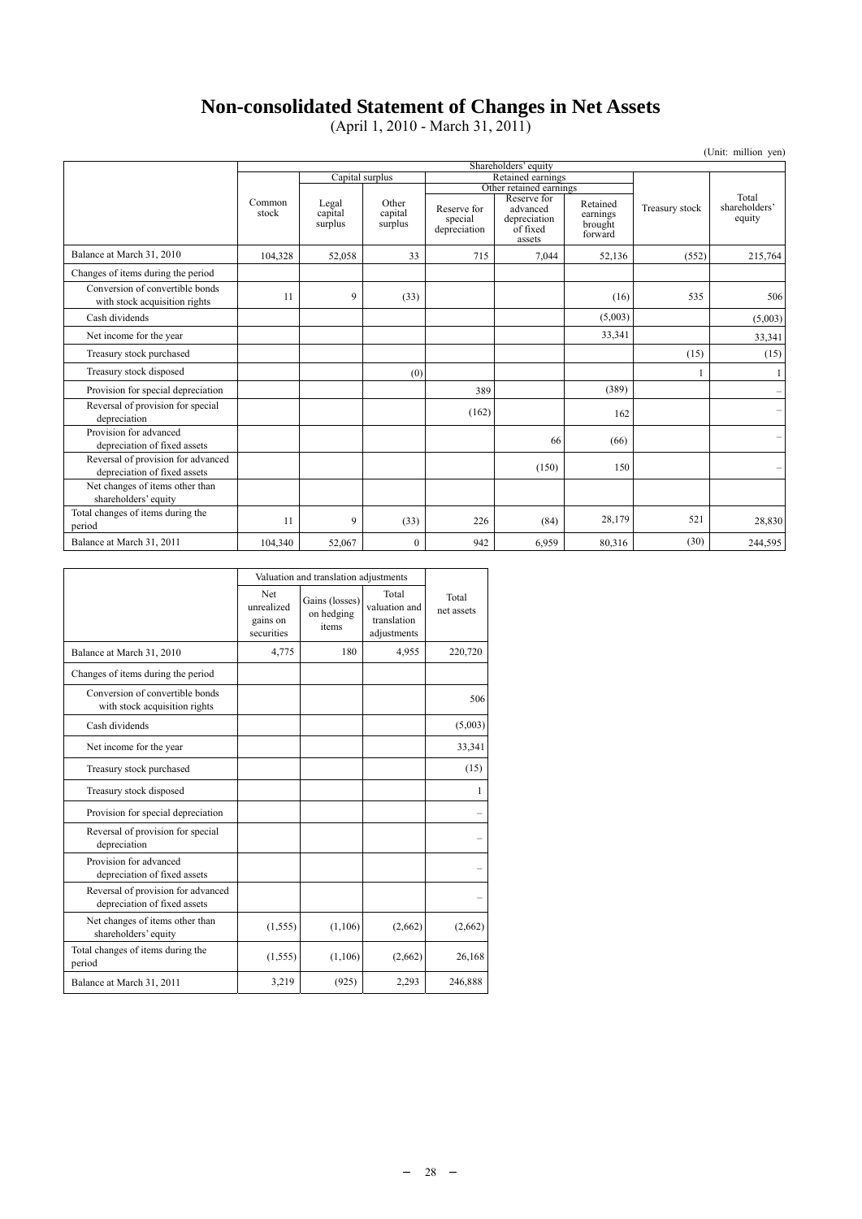# Non-consolidated Statement of Changes in Net Assets

(April 1, 2010 - March 31, 2011)

(Unit: million yen)

| | Shareholders' equity | | | | | | | |
|---|---|---|---|---|---|---|---|---|
| | | Capital surplus | | Retained earnings | | | | |
| | | | | Other retained earnings | | | | |
| | Common stock | Legal capital surplus | Other capital surplus | Reserve for special depreciation | Reserve for advanced depreciation of fixed assets | Retained earnings brought forward | Treasury stock | Total shareholders' equity |
| Balance at March 31, 2010 | 104,328 | 52,058 | 33 | 715 | 7,044 | 52,136 | (552) | 215,764 |
| Changes of items during the period | | | | | | | | |
| Conversion of convertible bonds with stock acquisition rights | 11 | 9 | (33) | | | (16) | 535 | 506 |
| Cash dividends | | | | | | (5,003) | | (5,003) |
| Net income for the year | | | | | | 33,341 | | 33,341 |
| Treasury stock purchased | | | | | | | (15) | (15) |
| Treasury stock disposed | | | (0) | | | | 1 | 1 |
| Provision for special depreciation | | | | 389 | | (389) | | – |
| Reversal of provision for special depreciation | | | | (162) | | 162 | | – |
| Provision for advanced depreciation of fixed assets | | | | | 66 | (66) | | – |
| Reversal of provision for advanced depreciation of fixed assets | | | | | (150) | 150 | | – |
| Net changes of items other than shareholders' equity | | | | | | | | |
| Total changes of items during the period | 11 | 9 | (33) | 226 | (84) | 28,179 | 521 | 28,830 |
| Balance at March 31, 2011 | 104,340 | 52,067 | 0 | 942 | 6,959 | 80,316 | (30) | 244,595 |

| | Valuation and translation adjustments | | | |
|---|---|---|---|---|
| | Net unrealized gains on securities | Gains (losses) on hedging items | Total valuation and translation adjustments | Total net assets |
| Balance at March 31, 2010 | 4,775 | 180 | 4,955 | 220,720 |
| Changes of items during the period | | | | |
| Conversion of convertible bonds with stock acquisition rights | | | | 506 |
| Cash dividends | | | | (5,003) |
| Net income for the year | | | | 33,341 |
| Treasury stock purchased | | | | (15) |
| Treasury stock disposed | | | | 1 |
| Provision for special depreciation | | | | – |
| Reversal of provision for special depreciation | | | | – |
| Provision for advanced depreciation of fixed assets | | | | – |
| Reversal of provision for advanced depreciation of fixed assets | | | | – |
| Net changes of items other than shareholders' equity | (1,555) | (1,106) | (2,662) | (2,662) |
| Total changes of items during the period | (1,555) | (1,106) | (2,662) | 26,168 |
| Balance at March 31, 2011 | 3,219 | (925) | 2,293 | 246,888 |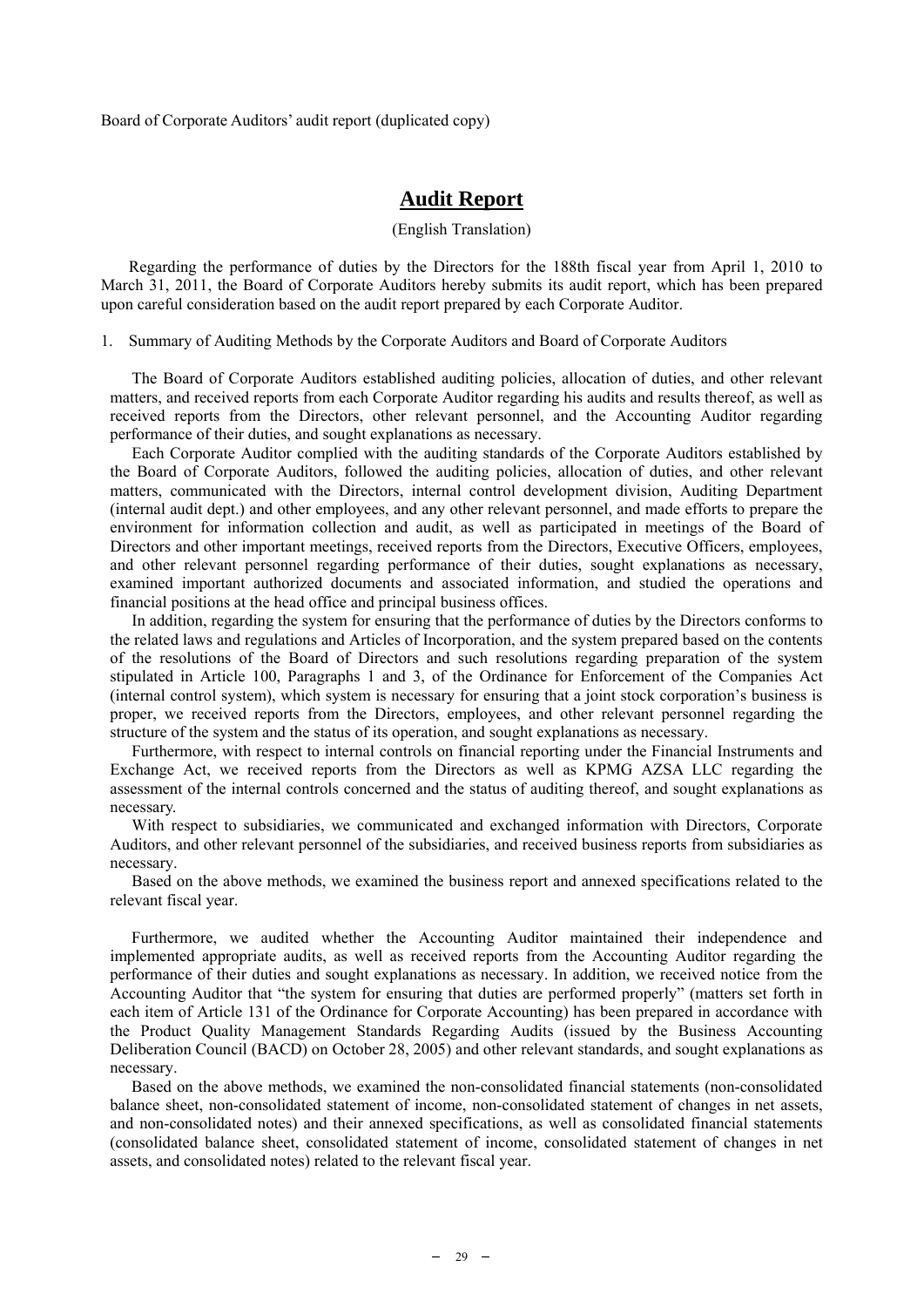Board of Corporate Auditors' audit report (duplicated copy)

# Audit Report

(English Translation)

Regarding the performance of duties by the Directors for the 188th fiscal year from April 1, 2010 to March 31, 2011, the Board of Corporate Auditors hereby submits its audit report, which has been prepared upon careful consideration based on the audit report prepared by each Corporate Auditor.

1. Summary of Auditing Methods by the Corporate Auditors and Board of Corporate Auditors

The Board of Corporate Auditors established auditing policies, allocation of duties, and other relevant matters, and received reports from each Corporate Auditor regarding his audits and results thereof, as well as received reports from the Directors, other relevant personnel, and the Accounting Auditor regarding performance of their duties, and sought explanations as necessary.

Each Corporate Auditor complied with the auditing standards of the Corporate Auditors established by the Board of Corporate Auditors, followed the auditing policies, allocation of duties, and other relevant matters, communicated with the Directors, internal control development division, Auditing Department (internal audit dept.) and other employees, and any other relevant personnel, and made efforts to prepare the environment for information collection and audit, as well as participated in meetings of the Board of Directors and other important meetings, received reports from the Directors, Executive Officers, employees, and other relevant personnel regarding performance of their duties, sought explanations as necessary, examined important authorized documents and associated information, and studied the operations and financial positions at the head office and principal business offices.

In addition, regarding the system for ensuring that the performance of duties by the Directors conforms to the related laws and regulations and Articles of Incorporation, and the system prepared based on the contents of the resolutions of the Board of Directors and such resolutions regarding preparation of the system stipulated in Article 100, Paragraphs 1 and 3, of the Ordinance for Enforcement of the Companies Act (internal control system), which system is necessary for ensuring that a joint stock corporation's business is proper, we received reports from the Directors, employees, and other relevant personnel regarding the structure of the system and the status of its operation, and sought explanations as necessary.

Furthermore, with respect to internal controls on financial reporting under the Financial Instruments and Exchange Act, we received reports from the Directors as well as KPMG AZSA LLC regarding the assessment of the internal controls concerned and the status of auditing thereof, and sought explanations as necessary.

With respect to subsidiaries, we communicated and exchanged information with Directors, Corporate Auditors, and other relevant personnel of the subsidiaries, and received business reports from subsidiaries as necessary.

Based on the above methods, we examined the business report and annexed specifications related to the relevant fiscal year.

Furthermore, we audited whether the Accounting Auditor maintained their independence and implemented appropriate audits, as well as received reports from the Accounting Auditor regarding the performance of their duties and sought explanations as necessary. In addition, we received notice from the Accounting Auditor that "the system for ensuring that duties are performed properly" (matters set forth in each item of Article 131 of the Ordinance for Corporate Accounting) has been prepared in accordance with the Product Quality Management Standards Regarding Audits (issued by the Business Accounting Deliberation Council (BACD) on October 28, 2005) and other relevant standards, and sought explanations as necessary.

Based on the above methods, we examined the non-consolidated financial statements (non-consolidated balance sheet, non-consolidated statement of income, non-consolidated statement of changes in net assets, and non-consolidated notes) and their annexed specifications, as well as consolidated financial statements (consolidated balance sheet, consolidated statement of income, consolidated statement of changes in net assets, and consolidated notes) related to the relevant fiscal year.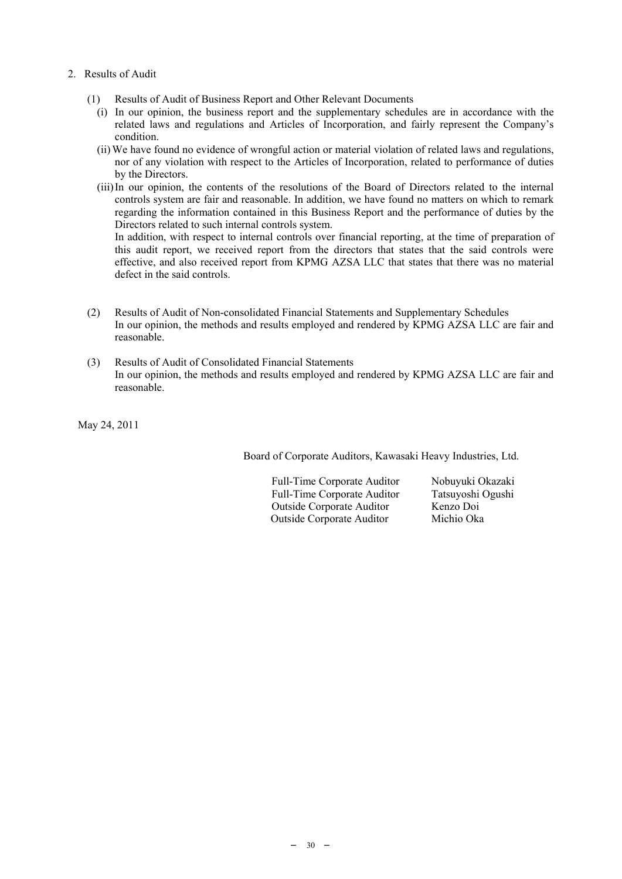## 2. Results of Audit

(1) Results of Audit of Business Report and Other Relevant Documents

(i) In our opinion, the business report and the supplementary schedules are in accordance with the related laws and regulations and Articles of Incorporation, and fairly represent the Company's condition.

(ii) We have found no evidence of wrongful action or material violation of related laws and regulations, nor of any violation with respect to the Articles of Incorporation, related to performance of duties by the Directors.

(iii) In our opinion, the contents of the resolutions of the Board of Directors related to the internal controls system are fair and reasonable. In addition, we have found no matters on which to remark regarding the information contained in this Business Report and the performance of duties by the Directors related to such internal controls system.

In addition, with respect to internal controls over financial reporting, at the time of preparation of this audit report, we received report from the directors that states that the said controls were effective, and also received report from KPMG AZSA LLC that states that there was no material defect in the said controls.

(2) Results of Audit of Non-consolidated Financial Statements and Supplementary Schedules

In our opinion, the methods and results employed and rendered by KPMG AZSA LLC are fair and reasonable.

(3) Results of Audit of Consolidated Financial Statements

In our opinion, the methods and results employed and rendered by KPMG AZSA LLC are fair and reasonable.

May 24, 2011

Board of Corporate Auditors, Kawasaki Heavy Industries, Ltd.

Full-Time Corporate Auditor Nobuyuki Okazaki
Full-Time Corporate Auditor Tatsuyoshi Ogushi
Outside Corporate Auditor Kenzo Doi
Outside Corporate Auditor Michio Oka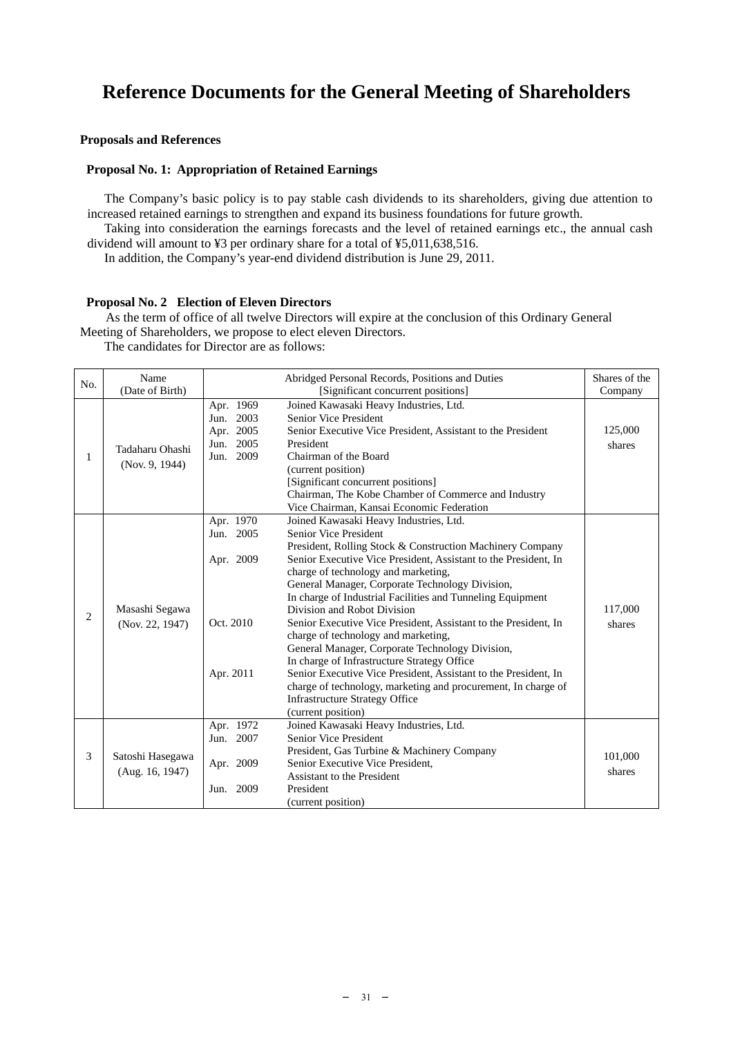# Reference Documents for the General Meeting of Shareholders

**Proposals and References**

**Proposal No. 1: Appropriation of Retained Earnings**

The Company's basic policy is to pay stable cash dividends to its shareholders, giving due attention to increased retained earnings to strengthen and expand its business foundations for future growth.

Taking into consideration the earnings forecasts and the level of retained earnings etc., the annual cash dividend will amount to ¥3 per ordinary share for a total of ¥5,011,638,516.

In addition, the Company's year-end dividend distribution is June 29, 2011.

**Proposal No. 2 Election of Eleven Directors**

As the term of office of all twelve Directors will expire at the conclusion of this Ordinary General Meeting of Shareholders, we propose to elect eleven Directors.

The candidates for Director are as follows:

| No. | Name (Date of Birth) | Abridged Personal Records, Positions and Duties [Significant concurrent positions] | | Shares of the Company |
|---|---|---|---|---|
| 1 | Tadaharu Ohashi (Nov. 9, 1944) | Apr. 1969<br>Jun. 2003<br>Apr. 2005<br>Jun. 2005<br>Jun. 2009 | Joined Kawasaki Heavy Industries, Ltd.<br>Senior Vice President<br>Senior Executive Vice President, Assistant to the President<br>President<br>Chairman of the Board<br>(current position)<br>[Significant concurrent positions]<br>Chairman, The Kobe Chamber of Commerce and Industry<br>Vice Chairman, Kansai Economic Federation | 125,000 shares |
| 2 | Masashi Segawa (Nov. 22, 1947) | Apr. 1970<br>Jun. 2005<br><br>Apr. 2009<br><br><br><br><br>Oct. 2010<br><br><br><br>Apr. 2011 | Joined Kawasaki Heavy Industries, Ltd.<br>Senior Vice President<br>President, Rolling Stock & Construction Machinery Company<br>Senior Executive Vice President, Assistant to the President, In charge of technology and marketing,<br>General Manager, Corporate Technology Division,<br>In charge of Industrial Facilities and Tunneling Equipment Division and Robot Division<br>Senior Executive Vice President, Assistant to the President, In charge of technology and marketing,<br>General Manager, Corporate Technology Division,<br>In charge of Infrastructure Strategy Office<br>Senior Executive Vice President, Assistant to the President, In charge of technology, marketing and procurement, In charge of Infrastructure Strategy Office<br>(current position) | 117,000 shares |
| 3 | Satoshi Hasegawa (Aug. 16, 1947) | Apr. 1972<br>Jun. 2007<br><br>Apr. 2009<br><br>Jun. 2009 | Joined Kawasaki Heavy Industries, Ltd.<br>Senior Vice President<br>President, Gas Turbine & Machinery Company<br>Senior Executive Vice President,<br>Assistant to the President<br>President<br>(current position) | 101,000 shares |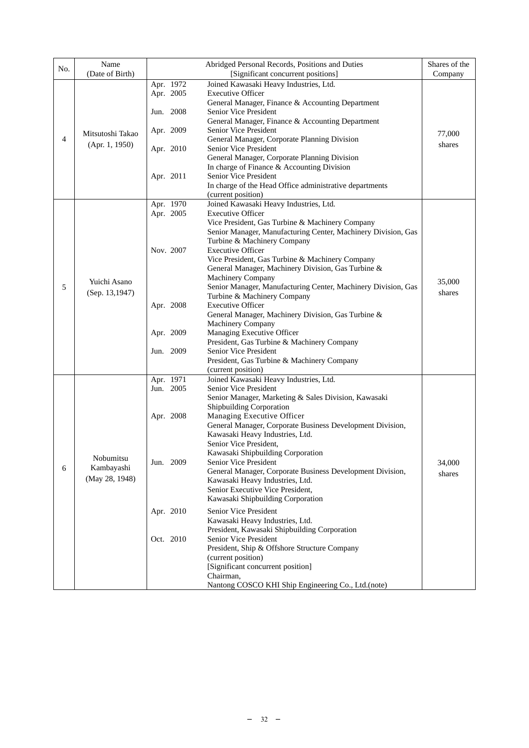| No. | Name (Date of Birth) | Abridged Personal Records, Positions and Duties [Significant concurrent positions] | | Shares of the Company |
|---|---|---|---|---|
| 4 | Mitsutoshi Takao (Apr. 1, 1950) | Apr. 1972<br>Apr. 2005<br><br>Jun. 2008<br><br>Apr. 2009<br><br>Apr. 2010<br><br><br>Apr. 2011 | Joined Kawasaki Heavy Industries, Ltd.<br>Executive Officer<br>General Manager, Finance & Accounting Department<br>Senior Vice President<br>General Manager, Finance & Accounting Department<br>Senior Vice President<br>General Manager, Corporate Planning Division<br>Senior Vice President<br>General Manager, Corporate Planning Division<br>In charge of Finance & Accounting Division<br>Senior Vice President<br>In charge of the Head Office administrative departments<br>(current position) | 77,000 shares |
| 5 | Yuichi Asano (Sep. 13,1947) | Apr. 1970<br>Apr. 2005<br><br><br><br>Nov. 2007<br><br><br><br><br><br>Apr. 2008<br><br><br>Apr. 2009<br><br>Jun. 2009 | Joined Kawasaki Heavy Industries, Ltd.<br>Executive Officer<br>Vice President, Gas Turbine & Machinery Company<br>Senior Manager, Manufacturing Center, Machinery Division, Gas Turbine & Machinery Company<br>Executive Officer<br>Vice President, Gas Turbine & Machinery Company<br>General Manager, Machinery Division, Gas Turbine & Machinery Company<br>Senior Manager, Manufacturing Center, Machinery Division, Gas Turbine & Machinery Company<br>Executive Officer<br>General Manager, Machinery Division, Gas Turbine & Machinery Company<br>Managing Executive Officer<br>President, Gas Turbine & Machinery Company<br>Senior Vice President<br>President, Gas Turbine & Machinery Company<br>(current position) | 35,000 shares |
| 6 | Nobumitsu Kambayashi (May 28, 1948) | Apr. 1971<br>Jun. 2005<br><br><br>Apr. 2008<br><br><br><br><br>Jun. 2009<br><br><br><br><br>Apr. 2010<br><br><br>Oct. 2010 | Joined Kawasaki Heavy Industries, Ltd.<br>Senior Vice President<br>Senior Manager, Marketing & Sales Division, Kawasaki Shipbuilding Corporation<br>Managing Executive Officer<br>General Manager, Corporate Business Development Division, Kawasaki Heavy Industries, Ltd.<br>Senior Vice President,<br>Kawasaki Shipbuilding Corporation<br>Senior Vice President<br>General Manager, Corporate Business Development Division, Kawasaki Heavy Industries, Ltd.<br>Senior Executive Vice President,<br>Kawasaki Shipbuilding Corporation<br>Senior Vice President<br>Kawasaki Heavy Industries, Ltd.<br>President, Kawasaki Shipbuilding Corporation<br>Senior Vice President<br>President, Ship & Offshore Structure Company<br>(current position)<br>[Significant concurrent position]<br>Chairman,<br>Nantong COSCO KHI Ship Engineering Co., Ltd.(note) | 34,000 shares |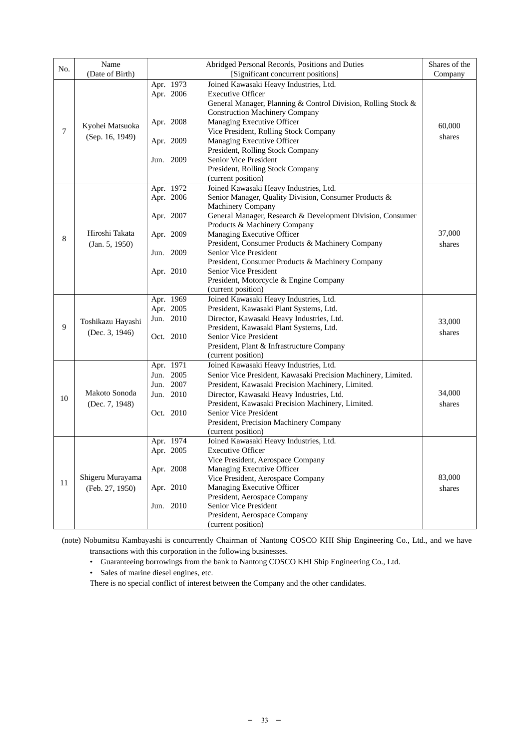| No. | Name (Date of Birth) | Abridged Personal Records, Positions and Duties [Significant concurrent positions] | | Shares of the Company |
|---|---|---|---|---|
| 7 | Kyohei Matsuoka (Sep. 16, 1949) | Apr. 1973<br>Apr. 2006<br><br><br>Apr. 2008<br><br>Apr. 2009<br><br>Jun. 2009 | Joined Kawasaki Heavy Industries, Ltd.<br>Executive Officer<br>General Manager, Planning & Control Division, Rolling Stock & Construction Machinery Company<br>Managing Executive Officer<br>Vice President, Rolling Stock Company<br>Managing Executive Officer<br>President, Rolling Stock Company<br>Senior Vice President<br>President, Rolling Stock Company<br>(current position) | 60,000 shares |
| 8 | Hiroshi Takata (Jan. 5, 1950) | Apr. 1972<br>Apr. 2006<br><br>Apr. 2007<br><br>Apr. 2009<br><br>Jun. 2009<br><br>Apr. 2010 | Joined Kawasaki Heavy Industries, Ltd.<br>Senior Manager, Quality Division, Consumer Products & Machinery Company<br>General Manager, Research & Development Division, Consumer Products & Machinery Company<br>Managing Executive Officer<br>President, Consumer Products & Machinery Company<br>Senior Vice President<br>President, Consumer Products & Machinery Company<br>Senior Vice President<br>President, Motorcycle & Engine Company<br>(current position) | 37,000 shares |
| 9 | Toshikazu Hayashi (Dec. 3, 1946) | Apr. 1969<br>Apr. 2005<br>Jun. 2010<br><br>Oct. 2010 | Joined Kawasaki Heavy Industries, Ltd.<br>President, Kawasaki Plant Systems, Ltd.<br>Director, Kawasaki Heavy Industries, Ltd.<br>President, Kawasaki Plant Systems, Ltd.<br>Senior Vice President<br>President, Plant & Infrastructure Company<br>(current position) | 33,000 shares |
| 10 | Makoto Sonoda (Dec. 7, 1948) | Apr. 1971<br>Jun. 2005<br>Jun. 2007<br>Jun. 2010<br><br>Oct. 2010 | Joined Kawasaki Heavy Industries, Ltd.<br>Senior Vice President, Kawasaki Precision Machinery, Limited.<br>President, Kawasaki Precision Machinery, Limited.<br>Director, Kawasaki Heavy Industries, Ltd.<br>President, Kawasaki Precision Machinery, Limited.<br>Senior Vice President<br>President, Precision Machinery Company<br>(current position) | 34,000 shares |
| 11 | Shigeru Murayama (Feb. 27, 1950) | Apr. 1974<br>Apr. 2005<br><br>Apr. 2008<br><br>Apr. 2010<br><br>Jun. 2010 | Joined Kawasaki Heavy Industries, Ltd.<br>Executive Officer<br>Vice President, Aerospace Company<br>Managing Executive Officer<br>Vice President, Aerospace Company<br>Managing Executive Officer<br>President, Aerospace Company<br>Senior Vice President<br>President, Aerospace Company<br>(current position) | 83,000 shares |

(note) Nobumitsu Kambayashi is concurrently Chairman of Nantong COSCO KHI Ship Engineering Co., Ltd., and we have transactions with this corporation in the following businesses.

- Guaranteeing borrowings from the bank to Nantong COSCO KHI Ship Engineering Co., Ltd.
- Sales of marine diesel engines, etc.

There is no special conflict of interest between the Company and the other candidates.